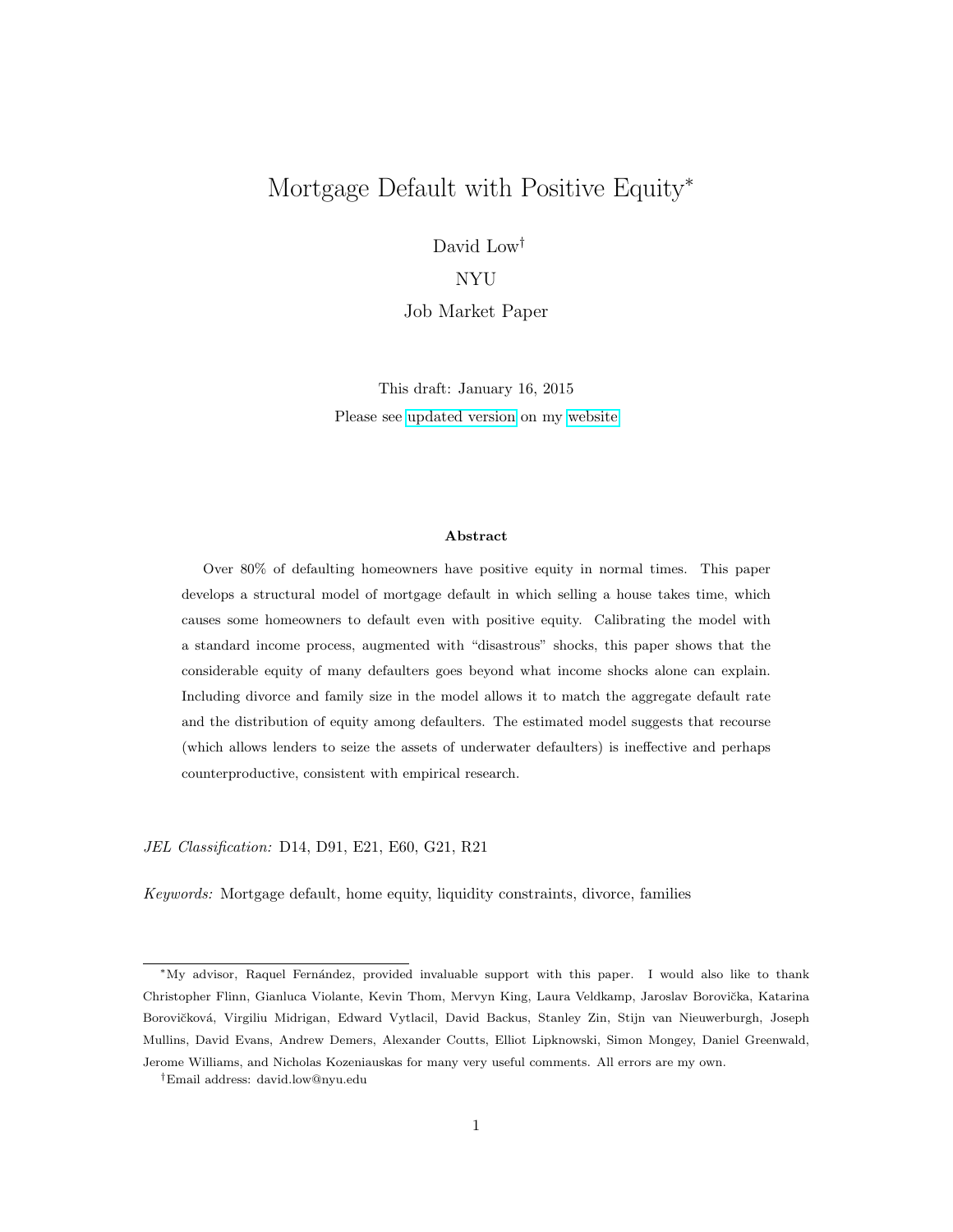# Mortgage Default with Positive Equity*

David Low[†]

NYU

Job Market Paper

This draft: January 16, 2015

Please see updated version on my website

**Abstract**

Over 80% of defaulting homeowners have positive equity in normal times. This paper develops a structural model of mortgage default in which selling a house takes time, which causes some homeowners to default even with positive equity. Calibrating the model with a standard income process, augmented with "disastrous" shocks, this paper shows that the considerable equity of many defaulters goes beyond what income shocks alone can explain. Including divorce and family size in the model allows it to match the aggregate default rate and the distribution of equity among defaulters. The estimated model suggests that recourse (which allows lenders to seize the assets of underwater defaulters) is ineffective and perhaps counterproductive, consistent with empirical research.

*JEL Classification:* D14, D91, E21, E60, G21, R21

*Keywords:* Mortgage default, home equity, liquidity constraints, divorce, families

---

*My advisor, Raquel Fernández, provided invaluable support with this paper. I would also like to thank Christopher Flinn, Gianluca Violante, Kevin Thom, Mervyn King, Laura Veldkamp, Jaroslav Borovička, Katarina Borovičková, Virgiliu Midrigan, Edward Vytlacil, David Backus, Stanley Zin, Stijn van Nieuwerburgh, Joseph Mullins, David Evans, Andrew Demers, Alexander Coutts, Elliot Lipnowski, Simon Mongey, Daniel Greenwald, Jerome Williams, and Nicholas Kozeniauskas for many very useful comments. All errors are my own.

[†]Email address: david.low@nyu.edu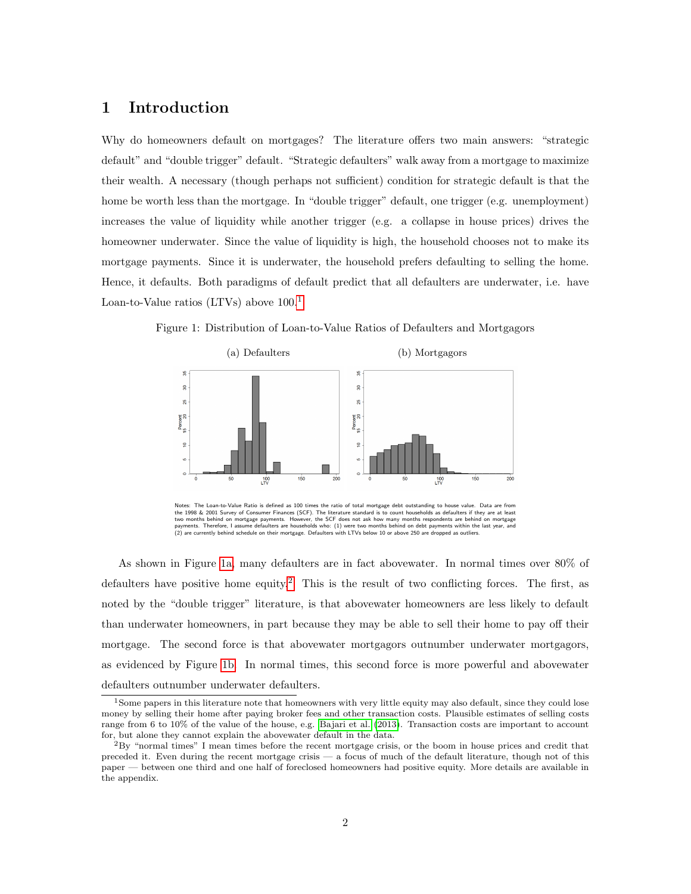# 1 Introduction

Why do homeowners default on mortgages? The literature offers two main answers: "strategic default" and "double trigger" default. "Strategic defaulters" walk away from a mortgage to maximize their wealth. A necessary (though perhaps not sufficient) condition for strategic default is that the home be worth less than the mortgage. In "double trigger" default, one trigger (e.g. unemployment) increases the value of liquidity while another trigger (e.g. a collapse in house prices) drives the homeowner underwater. Since the value of liquidity is high, the household chooses not to make its mortgage payments. Since it is underwater, the household prefers defaulting to selling the home. Hence, it defaults. Both paradigms of default predict that all defaulters are underwater, i.e. have Loan-to-Value ratios (LTVs) above 100.[1]

Figure 1: Distribution of Loan-to-Value Ratios of Defaulters and Mortgagors

(a) Defaulters (b) Mortgagors

Notes: The Loan-to-Value Ratio is defined as 100 times the ratio of total mortgage debt outstanding to house value. Data are from the 1998 & 2001 Survey of Consumer Finances (SCF). The literature standard is to count households as defaulters if they are at least two months behind on mortgage payments. However, the SCF does not ask how many months respondents are behind on mortgage payments. Therefore, I assume defaulters are households who: (1) were two months behind on debt payments within the last year, and (2) are currently behind schedule on their mortgage. Defaulters with LTVs below 10 or above 250 are dropped as outliers.

As shown in Figure 1a, many defaulters are in fact abovewater. In normal times over 80% of defaulters have positive home equity.[2] This is the result of two conflicting forces. The first, as noted by the "double trigger" literature, is that abovewater homeowners are less likely to default than underwater homeowners, in part because they may be able to sell their home to pay off their mortgage. The second force is that abovewater mortgagors outnumber underwater mortgagors, as evidenced by Figure 1b. In normal times, this second force is more powerful and abovewater defaulters outnumber underwater defaulters.

[1] Some papers in this literature note that homeowners with very little equity may also default, since they could lose money by selling their home after paying broker fees and other transaction costs. Plausible estimates of selling costs range from 6 to 10% of the value of the house, e.g. Bajari et al. (2013). Transaction costs are important to account for, but alone they cannot explain the abovewater default in the data.

[2] By "normal times" I mean times before the recent mortgage crisis, or the boom in house prices and credit that preceded it. Even during the recent mortgage crisis — a focus of much of the default literature, though not of this paper — between one third and one half of foreclosed homeowners had positive equity. More details are available in the appendix.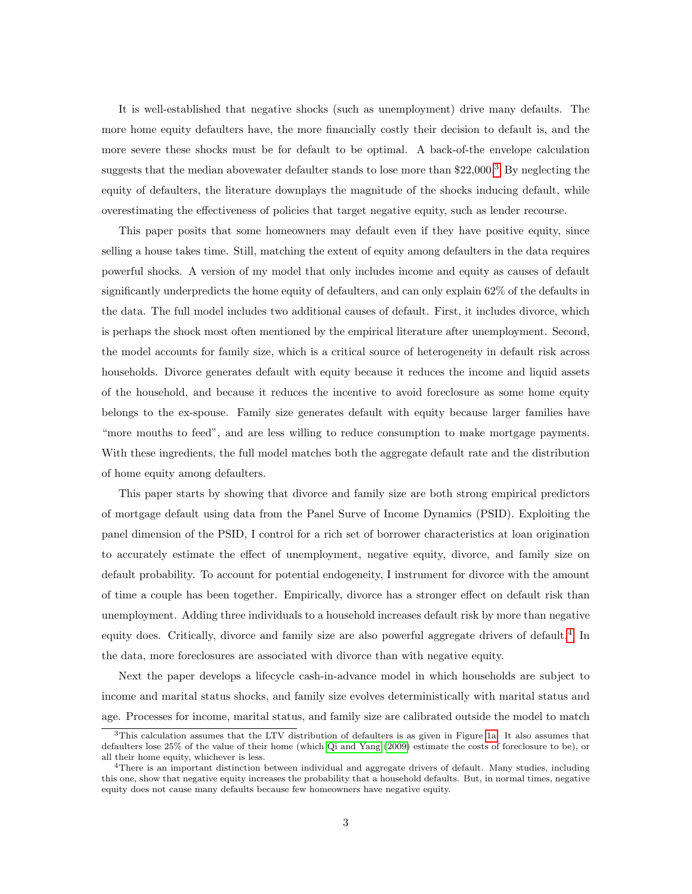It is well-established that negative shocks (such as unemployment) drive many defaults. The more home equity defaulters have, the more financially costly their decision to default is, and the more severe these shocks must be for default to be optimal. A back-of-the envelope calculation suggests that the median abovewater defaulter stands to lose more than $22,000.[3] By neglecting the equity of defaulters, the literature downplays the magnitude of the shocks inducing default, while overestimating the effectiveness of policies that target negative equity, such as lender recourse.

This paper posits that some homeowners may default even if they have positive equity, since selling a house takes time. Still, matching the extent of equity among defaulters in the data requires powerful shocks. A version of my model that only includes income and equity as causes of default significantly underpredicts the home equity of defaulters, and can only explain 62% of the defaults in the data. The full model includes two additional causes of default. First, it includes divorce, which is perhaps the shock most often mentioned by the empirical literature after unemployment. Second, the model accounts for family size, which is a critical source of heterogeneity in default risk across households. Divorce generates default with equity because it reduces the income and liquid assets of the household, and because it reduces the incentive to avoid foreclosure as some home equity belongs to the ex-spouse. Family size generates default with equity because larger families have "more mouths to feed", and are less willing to reduce consumption to make mortgage payments. With these ingredients, the full model matches both the aggregate default rate and the distribution of home equity among defaulters.

This paper starts by showing that divorce and family size are both strong empirical predictors of mortgage default using data from the Panel Surve of Income Dynamics (PSID). Exploiting the panel dimension of the PSID, I control for a rich set of borrower characteristics at loan origination to accurately estimate the effect of unemployment, negative equity, divorce, and family size on default probability. To account for potential endogeneity, I instrument for divorce with the amount of time a couple has been together. Empirically, divorce has a stronger effect on default risk than unemployment. Adding three individuals to a household increases default risk by more than negative equity does. Critically, divorce and family size are also powerful aggregate drivers of default.[4] In the data, more foreclosures are associated with divorce than with negative equity.

Next the paper develops a lifecycle cash-in-advance model in which households are subject to income and marital status shocks, and family size evolves deterministically with marital status and age. Processes for income, marital status, and family size are calibrated outside the model to match

[3]This calculation assumes that the LTV distribution of defaulters is as given in Figure 1a. It also assumes that defaulters lose 25% of the value of their home (which Qi and Yang (2009) estimate the costs of foreclosure to be), or all their home equity, whichever is less.

[4]There is an important distinction between individual and aggregate drivers of default. Many studies, including this one, show that negative equity increases the probability that a household defaults. But, in normal times, negative equity does not cause many defaults because few homeowners have negative equity.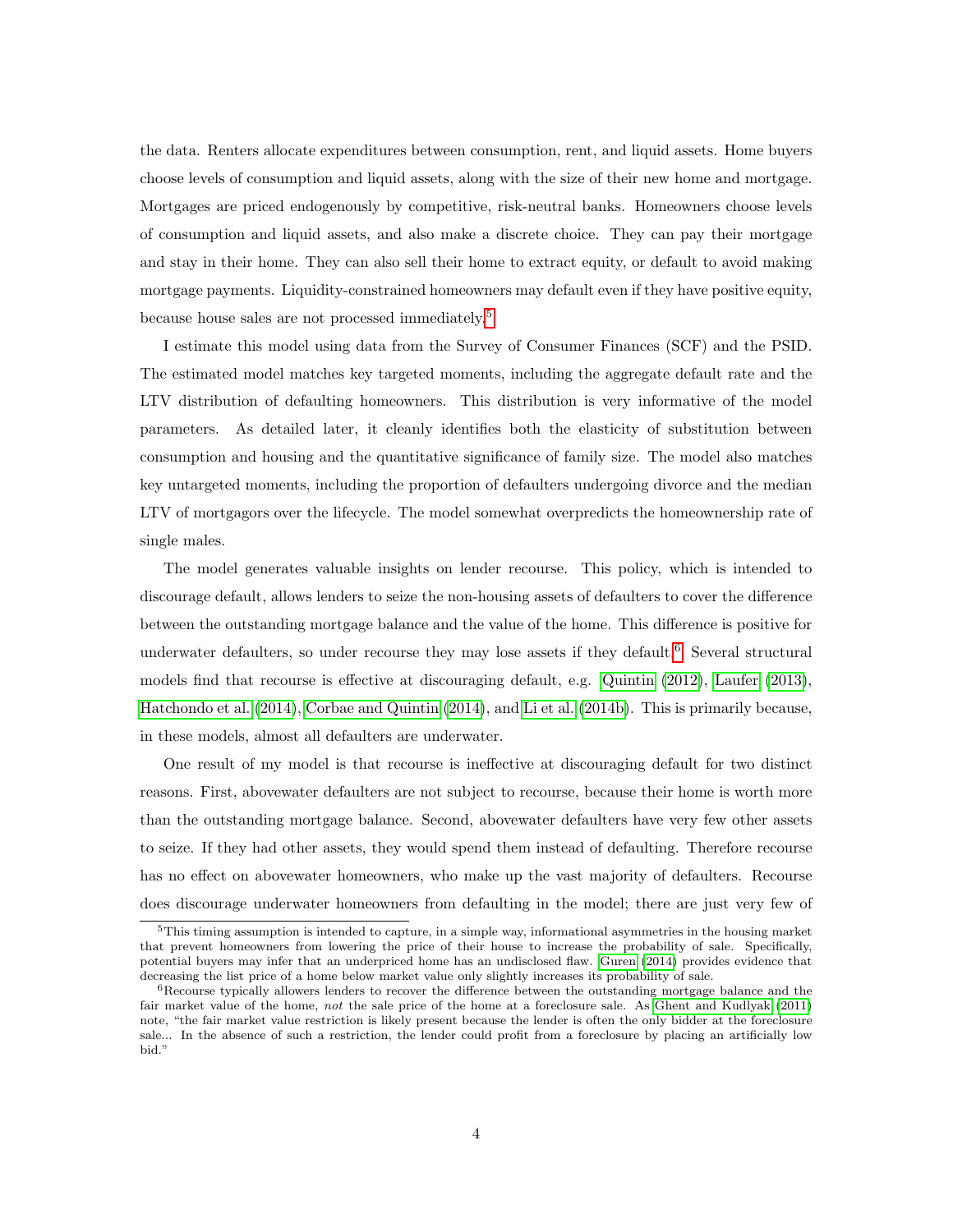the data. Renters allocate expenditures between consumption, rent, and liquid assets. Home buyers choose levels of consumption and liquid assets, along with the size of their new home and mortgage. Mortgages are priced endogenously by competitive, risk-neutral banks. Homeowners choose levels of consumption and liquid assets, and also make a discrete choice. They can pay their mortgage and stay in their home. They can also sell their home to extract equity, or default to avoid making mortgage payments. Liquidity-constrained homeowners may default even if they have positive equity, because house sales are not processed immediately.[5]

I estimate this model using data from the Survey of Consumer Finances (SCF) and the PSID. The estimated model matches key targeted moments, including the aggregate default rate and the LTV distribution of defaulting homeowners. This distribution is very informative of the model parameters. As detailed later, it cleanly identifies both the elasticity of substitution between consumption and housing and the quantitative significance of family size. The model also matches key untargeted moments, including the proportion of defaulters undergoing divorce and the median LTV of mortgagors over the lifecycle. The model somewhat overpredicts the homeownership rate of single males.

The model generates valuable insights on lender recourse. This policy, which is intended to discourage default, allows lenders to seize the non-housing assets of defaulters to cover the difference between the outstanding mortgage balance and the value of the home. This difference is positive for underwater defaulters, so under recourse they may lose assets if they default.[6] Several structural models find that recourse is effective at discouraging default, e.g. Quintin (2012), Laufer (2013), Hatchondo et al. (2014), Corbae and Quintin (2014), and Li et al. (2014b). This is primarily because, in these models, almost all defaulters are underwater.

One result of my model is that recourse is ineffective at discouraging default for two distinct reasons. First, abovewater defaulters are not subject to recourse, because their home is worth more than the outstanding mortgage balance. Second, abovewater defaulters have very few other assets to seize. If they had other assets, they would spend them instead of defaulting. Therefore recourse has no effect on abovewater homeowners, who make up the vast majority of defaulters. Recourse does discourage underwater homeowners from defaulting in the model; there are just very few of

---

[5] This timing assumption is intended to capture, in a simple way, informational asymmetries in the housing market that prevent homeowners from lowering the price of their house to increase the probability of sale. Specifically, potential buyers may infer that an underpriced home has an undisclosed flaw. Guren (2014) provides evidence that decreasing the list price of a home below market value only slightly increases its probability of sale.

[6] Recourse typically allowers lenders to recover the difference between the outstanding mortgage balance and the fair market value of the home, *not* the sale price of the home at a foreclosure sale. As Ghent and Kudlyak (2011) note, "the fair market value restriction is likely present because the lender is often the only bidder at the foreclosure sale... In the absence of such a restriction, the lender could profit from a foreclosure by placing an artificially low bid."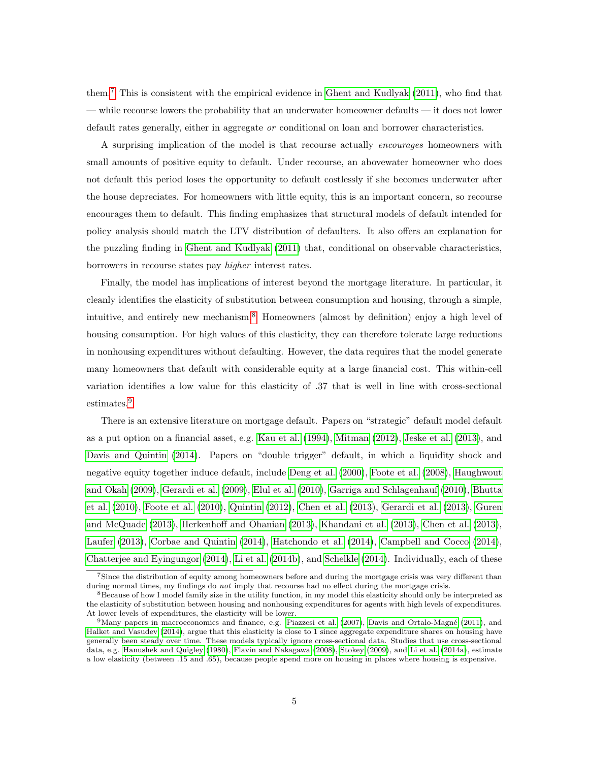them.[7] This is consistent with the empirical evidence in Ghent and Kudlyak (2011), who find that — while recourse lowers the probability that an underwater homeowner defaults — it does not lower default rates generally, either in aggregate *or* conditional on loan and borrower characteristics.

A surprising implication of the model is that recourse actually *encourages* homeowners with small amounts of positive equity to default. Under recourse, an abovewater homeowner who does not default this period loses the opportunity to default costlessly if she becomes underwater after the house depreciates. For homeowners with little equity, this is an important concern, so recourse encourages them to default. This finding emphasizes that structural models of default intended for policy analysis should match the LTV distribution of defaulters. It also offers an explanation for the puzzling finding in Ghent and Kudlyak (2011) that, conditional on observable characteristics, borrowers in recourse states pay *higher* interest rates.

Finally, the model has implications of interest beyond the mortgage literature. In particular, it cleanly identifies the elasticity of substitution between consumption and housing, through a simple, intuitive, and entirely new mechanism.[8] Homeowners (almost by definition) enjoy a high level of housing consumption. For high values of this elasticity, they can therefore tolerate large reductions in nonhousing expenditures without defaulting. However, the data requires that the model generate many homeowners that default with considerable equity at a large financial cost. This within-cell variation identifies a low value for this elasticity of .37 that is well in line with cross-sectional estimates.[9]

There is an extensive literature on mortgage default. Papers on "strategic" default model default as a put option on a financial asset, e.g. Kau et al. (1994), Mitman (2012), Jeske et al. (2013), and Davis and Quintin (2014). Papers on "double trigger" default, in which a liquidity shock and negative equity together induce default, include Deng et al. (2000), Foote et al. (2008), Haughwout and Okah (2009), Gerardi et al. (2009), Elul et al. (2010), Garriga and Schlagenhauf (2010), Bhutta et al. (2010), Foote et al. (2010), Quintin (2012), Chen et al. (2013), Gerardi et al. (2013), Guren and McQuade (2013), Herkenhoff and Ohanian (2013), Khandani et al. (2013), Chen et al. (2013), Laufer (2013), Corbae and Quintin (2014), Hatchondo et al. (2014), Campbell and Cocco (2014), Chatterjee and Eyingungor (2014), Li et al. (2014b), and Schelkle (2014). Individually, each of these

[7] Since the distribution of equity among homeowners before and during the mortgage crisis was very different than during normal times, my findings do *not* imply that recourse had no effect during the mortgage crisis.

[8] Because of how I model family size in the utility function, in my model this elasticity should only be interpreted as the elasticity of substitution between housing and nonhousing expenditures for agents with high levels of expenditures. At lower levels of expenditures, the elasticity will be lower.

[9] Many papers in macroeconomics and finance, e.g. Piazzesi et al. (2007), Davis and Ortalo-Magné (2011), and Halket and Vasudev (2014), argue that this elasticity is close to 1 since aggregate expenditure shares on housing have generally been steady over time. These models typically ignore cross-sectional data. Studies that use cross-sectional data, e.g. Hanushek and Quigley (1980), Flavin and Nakagawa (2008), Stokey (2009), and Li et al. (2014a), estimate a low elasticity (between .15 and .65), because people spend more on housing in places where housing is expensive.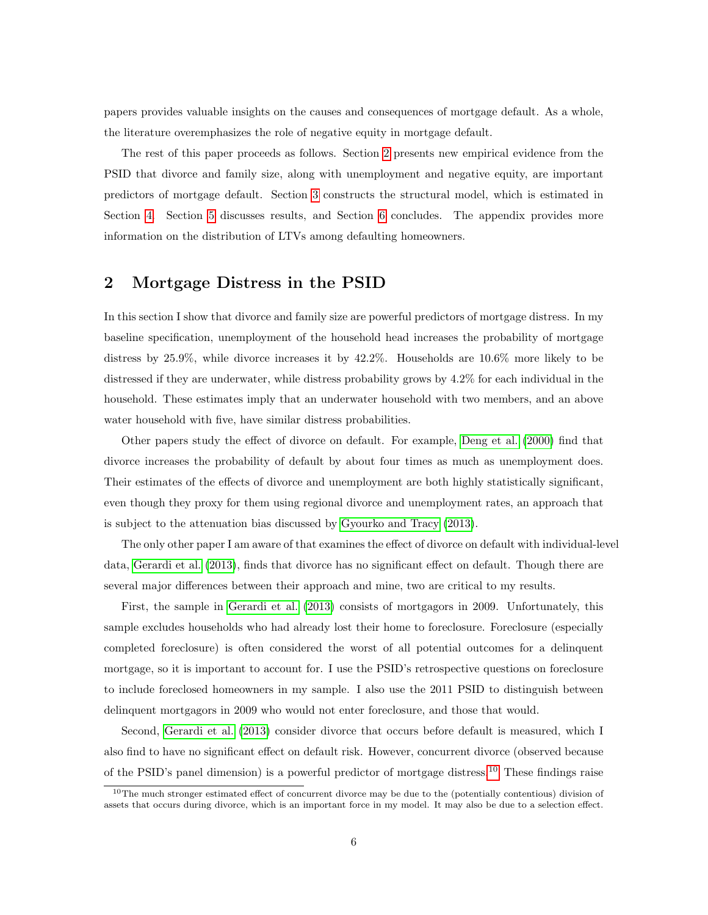papers provides valuable insights on the causes and consequences of mortgage default. As a whole, the literature overemphasizes the role of negative equity in mortgage default.

The rest of this paper proceeds as follows. Section 2 presents new empirical evidence from the PSID that divorce and family size, along with unemployment and negative equity, are important predictors of mortgage default. Section 3 constructs the structural model, which is estimated in Section 4. Section 5 discusses results, and Section 6 concludes. The appendix provides more information on the distribution of LTVs among defaulting homeowners.

## 2 Mortgage Distress in the PSID

In this section I show that divorce and family size are powerful predictors of mortgage distress. In my baseline specification, unemployment of the household head increases the probability of mortgage distress by 25.9%, while divorce increases it by 42.2%. Households are 10.6% more likely to be distressed if they are underwater, while distress probability grows by 4.2% for each individual in the household. These estimates imply that an underwater household with two members, and an above water household with five, have similar distress probabilities.

Other papers study the effect of divorce on default. For example, Deng et al. (2000) find that divorce increases the probability of default by about four times as much as unemployment does. Their estimates of the effects of divorce and unemployment are both highly statistically significant, even though they proxy for them using regional divorce and unemployment rates, an approach that is subject to the attenuation bias discussed by Gyourko and Tracy (2013).

The only other paper I am aware of that examines the effect of divorce on default with individual-level data, Gerardi et al. (2013), finds that divorce has no significant effect on default. Though there are several major differences between their approach and mine, two are critical to my results.

First, the sample in Gerardi et al. (2013) consists of mortgagors in 2009. Unfortunately, this sample excludes households who had already lost their home to foreclosure. Foreclosure (especially completed foreclosure) is often considered the worst of all potential outcomes for a delinquent mortgage, so it is important to account for. I use the PSID's retrospective questions on foreclosure to include foreclosed homeowners in my sample. I also use the 2011 PSID to distinguish between delinquent mortgagors in 2009 who would not enter foreclosure, and those that would.

Second, Gerardi et al. (2013) consider divorce that occurs before default is measured, which I also find to have no significant effect on default risk. However, concurrent divorce (observed because of the PSID's panel dimension) is a powerful predictor of mortgage distress.[10] These findings raise

[10] The much stronger estimated effect of concurrent divorce may be due to the (potentially contentious) division of assets that occurs during divorce, which is an important force in my model. It may also be due to a selection effect.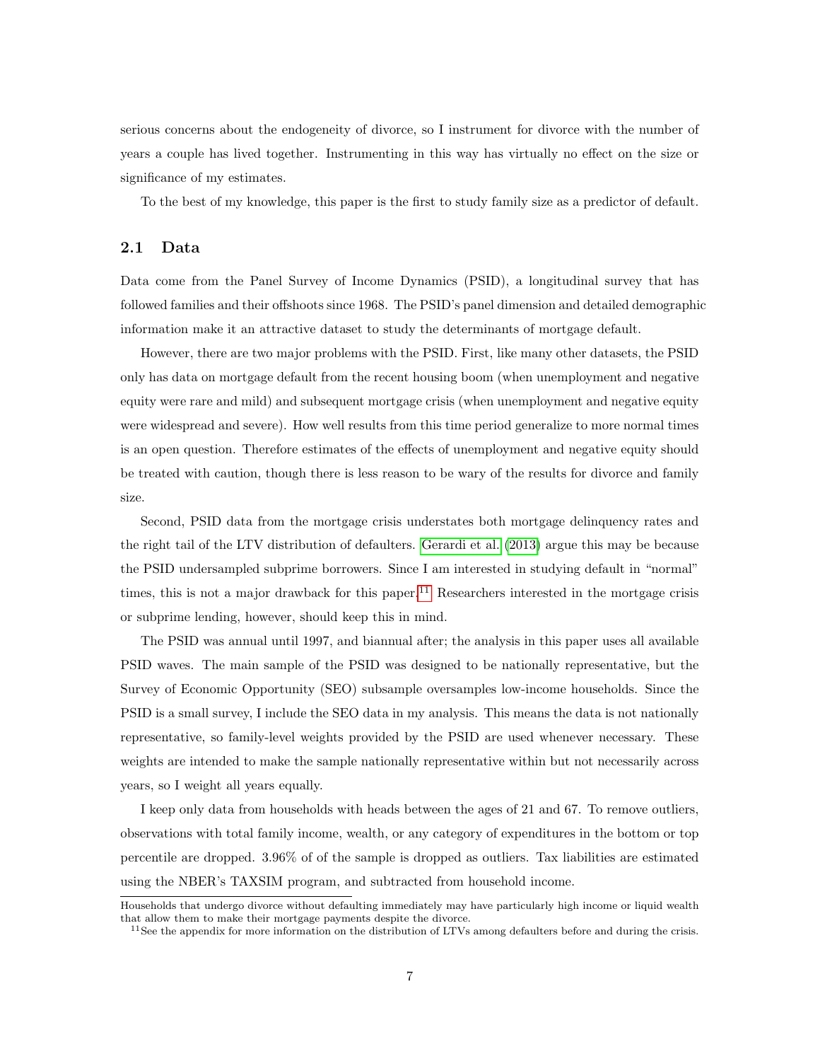serious concerns about the endogeneity of divorce, so I instrument for divorce with the number of years a couple has lived together. Instrumenting in this way has virtually no effect on the size or significance of my estimates.

To the best of my knowledge, this paper is the first to study family size as a predictor of default.

## 2.1 Data

Data come from the Panel Survey of Income Dynamics (PSID), a longitudinal survey that has followed families and their offshoots since 1968. The PSID's panel dimension and detailed demographic information make it an attractive dataset to study the determinants of mortgage default.

However, there are two major problems with the PSID. First, like many other datasets, the PSID only has data on mortgage default from the recent housing boom (when unemployment and negative equity were rare and mild) and subsequent mortgage crisis (when unemployment and negative equity were widespread and severe). How well results from this time period generalize to more normal times is an open question. Therefore estimates of the effects of unemployment and negative equity should be treated with caution, though there is less reason to be wary of the results for divorce and family size.

Second, PSID data from the mortgage crisis understates both mortgage delinquency rates and the right tail of the LTV distribution of defaulters. Gerardi et al. (2013) argue this may be because the PSID undersampled subprime borrowers. Since I am interested in studying default in "normal" times, this is not a major drawback for this paper.[11] Researchers interested in the mortgage crisis or subprime lending, however, should keep this in mind.

The PSID was annual until 1997, and biannual after; the analysis in this paper uses all available PSID waves. The main sample of the PSID was designed to be nationally representative, but the Survey of Economic Opportunity (SEO) subsample oversamples low-income households. Since the PSID is a small survey, I include the SEO data in my analysis. This means the data is not nationally representative, so family-level weights provided by the PSID are used whenever necessary. These weights are intended to make the sample nationally representative within but not necessarily across years, so I weight all years equally.

I keep only data from households with heads between the ages of 21 and 67. To remove outliers, observations with total family income, wealth, or any category of expenditures in the bottom or top percentile are dropped. 3.96% of of the sample is dropped as outliers. Tax liabilities are estimated using the NBER's TAXSIM program, and subtracted from household income.

Households that undergo divorce without defaulting immediately may have particularly high income or liquid wealth that allow them to make their mortgage payments despite the divorce.

[11] See the appendix for more information on the distribution of LTVs among defaulters before and during the crisis.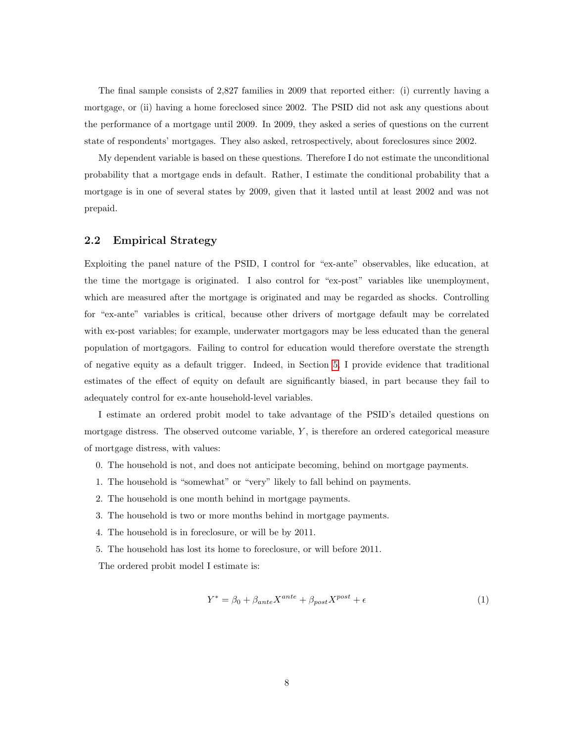The final sample consists of 2,827 families in 2009 that reported either: (i) currently having a mortgage, or (ii) having a home foreclosed since 2002. The PSID did not ask any questions about the performance of a mortgage until 2009. In 2009, they asked a series of questions on the current state of respondents' mortgages. They also asked, retrospectively, about foreclosures since 2002.

My dependent variable is based on these questions. Therefore I do not estimate the unconditional probability that a mortgage ends in default. Rather, I estimate the conditional probability that a mortgage is in one of several states by 2009, given that it lasted until at least 2002 and was not prepaid.

## 2.2 Empirical Strategy

Exploiting the panel nature of the PSID, I control for "ex-ante" observables, like education, at the time the mortgage is originated. I also control for "ex-post" variables like unemployment, which are measured after the mortgage is originated and may be regarded as shocks. Controlling for "ex-ante" variables is critical, because other drivers of mortgage default may be correlated with ex-post variables; for example, underwater mortgagors may be less educated than the general population of mortgagors. Failing to control for education would therefore overstate the strength of negative equity as a default trigger. Indeed, in Section 5, I provide evidence that traditional estimates of the effect of equity on default are significantly biased, in part because they fail to adequately control for ex-ante household-level variables.

I estimate an ordered probit model to take advantage of the PSID's detailed questions on mortgage distress. The observed outcome variable, $Y$, is therefore an ordered categorical measure of mortgage distress, with values:

0. The household is not, and does not anticipate becoming, behind on mortgage payments.
1. The household is "somewhat" or "very" likely to fall behind on payments.
2. The household is one month behind in mortgage payments.
3. The household is two or more months behind in mortgage payments.
4. The household is in foreclosure, or will be by 2011.
5. The household has lost its home to foreclosure, or will before 2011.

The ordered probit model I estimate is:

$$Y^* = \beta_0 + \beta_{ante} X^{ante} + \beta_{post} X^{post} + \epsilon \tag{1}$$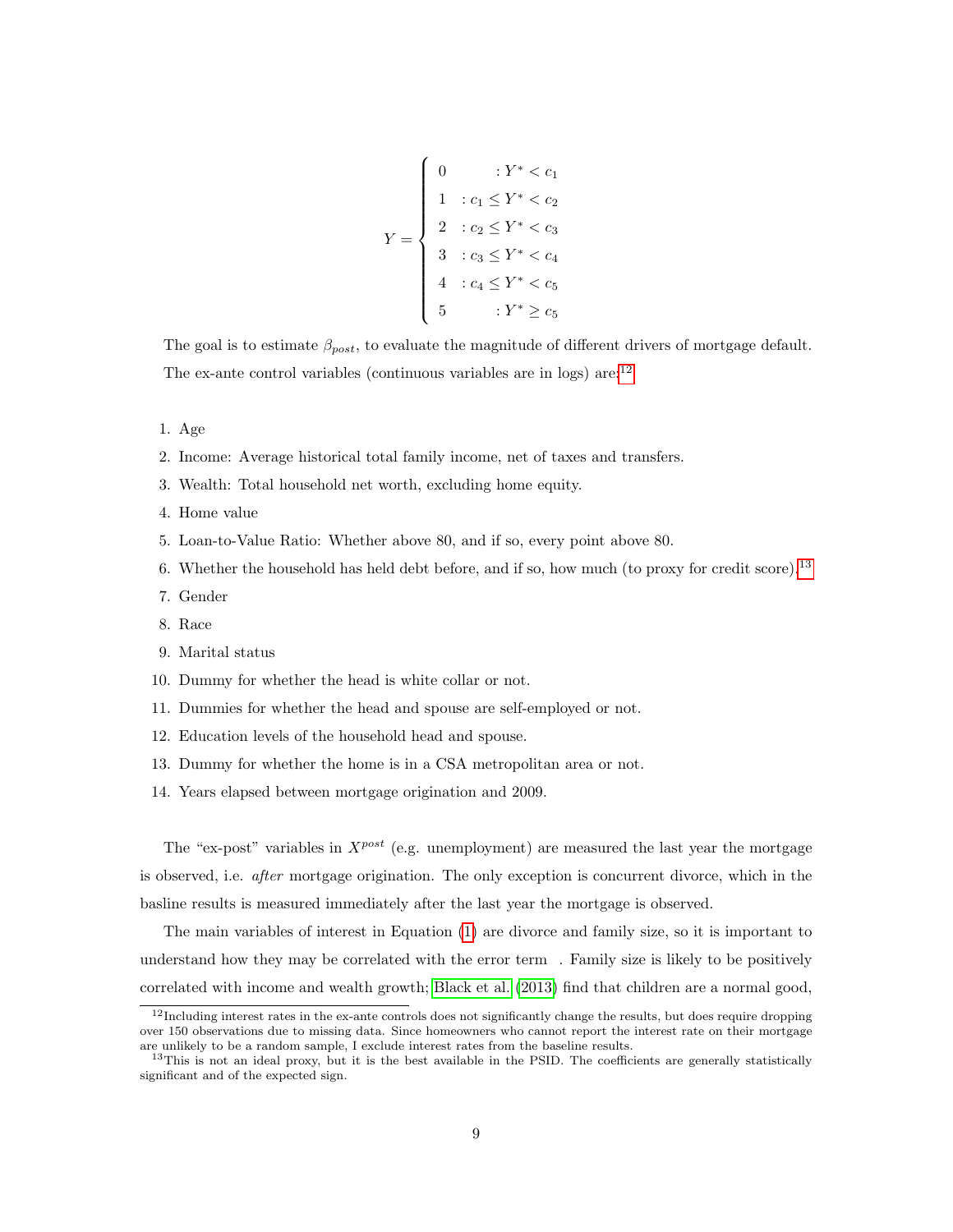$$
Y = \begin{cases} 0 & : Y^* < c_1 \\ 1 & : c_1 \leq Y^* < c_2 \\ 2 & : c_2 \leq Y^* < c_3 \\ 3 & : c_3 \leq Y^* < c_4 \\ 4 & : c_4 \leq Y^* < c_5 \\ 5 & : Y^* \geq c_5 \end{cases}
$$

The goal is to estimate $\beta_{post}$, to evaluate the magnitude of different drivers of mortgage default. The ex-ante control variables (continuous variables are in logs) are:[12]

1. Age
2. Income: Average historical total family income, net of taxes and transfers.
3. Wealth: Total household net worth, excluding home equity.
4. Home value
5. Loan-to-Value Ratio: Whether above 80, and if so, every point above 80.
6. Whether the household has held debt before, and if so, how much (to proxy for credit score).[13]
7. Gender
8. Race
9. Marital status
10. Dummy for whether the head is white collar or not.
11. Dummies for whether the head and spouse are self-employed or not.
12. Education levels of the household head and spouse.
13. Dummy for whether the home is in a CSA metropolitan area or not.
14. Years elapsed between mortgage origination and 2009.

The "ex-post" variables in $X^{post}$ (e.g. unemployment) are measured the last year the mortgage is observed, i.e. *after* mortgage origination. The only exception is concurrent divorce, which in the basline results is measured immediately after the last year the mortgage is observed.

The main variables of interest in Equation (1) are divorce and family size, so it is important to understand how they may be correlated with the error term . Family size is likely to be positively correlated with income and wealth growth; Black et al. (2013) find that children are a normal good,

[12] Including interest rates in the ex-ante controls does not significantly change the results, but does require dropping over 150 observations due to missing data. Since homeowners who cannot report the interest rate on their mortgage are unlikely to be a random sample, I exclude interest rates from the baseline results.

[13] This is not an ideal proxy, but it is the best available in the PSID. The coefficients are generally statistically significant and of the expected sign.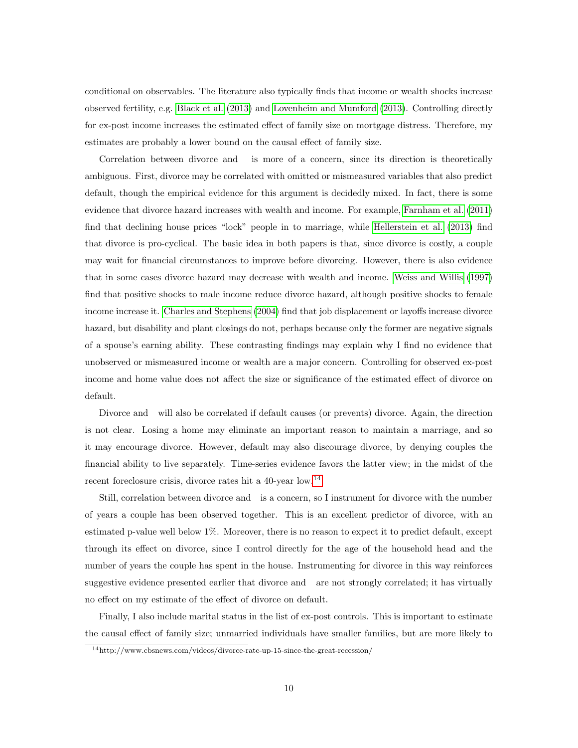conditional on observables. The literature also typically finds that income or wealth shocks increase observed fertility, e.g. Black et al. (2013) and Lovenheim and Mumford (2013). Controlling directly for ex-post income increases the estimated effect of family size on mortgage distress. Therefore, my estimates are probably a lower bound on the causal effect of family size.

Correlation between divorce and  is more of a concern, since its direction is theoretically ambiguous. First, divorce may be correlated with omitted or mismeasured variables that also predict default, though the empirical evidence for this argument is decidedly mixed. In fact, there is some evidence that divorce hazard increases with wealth and income. For example, Farnham et al. (2011) find that declining house prices "lock" people in to marriage, while Hellerstein et al. (2013) find that divorce is pro-cyclical. The basic idea in both papers is that, since divorce is costly, a couple may wait for financial circumstances to improve before divorcing. However, there is also evidence that in some cases divorce hazard may decrease with wealth and income. Weiss and Willis (1997) find that positive shocks to male income reduce divorce hazard, although positive shocks to female income increase it. Charles and Stephens (2004) find that job displacement or layoffs increase divorce hazard, but disability and plant closings do not, perhaps because only the former are negative signals of a spouse's earning ability. These contrasting findings may explain why I find no evidence that unobserved or mismeasured income or wealth are a major concern. Controlling for observed ex-post income and home value does not affect the size or significance of the estimated effect of divorce on default.

Divorce and  will also be correlated if default causes (or prevents) divorce. Again, the direction is not clear. Losing a home may eliminate an important reason to maintain a marriage, and so it may encourage divorce. However, default may also discourage divorce, by denying couples the financial ability to live separately. Time-series evidence favors the latter view; in the midst of the recent foreclosure crisis, divorce rates hit a 40-year low.[14]

Still, correlation between divorce and  is a concern, so I instrument for divorce with the number of years a couple has been observed together. This is an excellent predictor of divorce, with an estimated p-value well below 1%. Moreover, there is no reason to expect it to predict default, except through its effect on divorce, since I control directly for the age of the household head and the number of years the couple has spent in the house. Instrumenting for divorce in this way reinforces suggestive evidence presented earlier that divorce and  are not strongly correlated; it has virtually no effect on my estimate of the effect of divorce on default.

Finally, I also include marital status in the list of ex-post controls. This is important to estimate the causal effect of family size; unmarried individuals have smaller families, but are more likely to

[14] http://www.cbsnews.com/videos/divorce-rate-up-15-since-the-great-recession/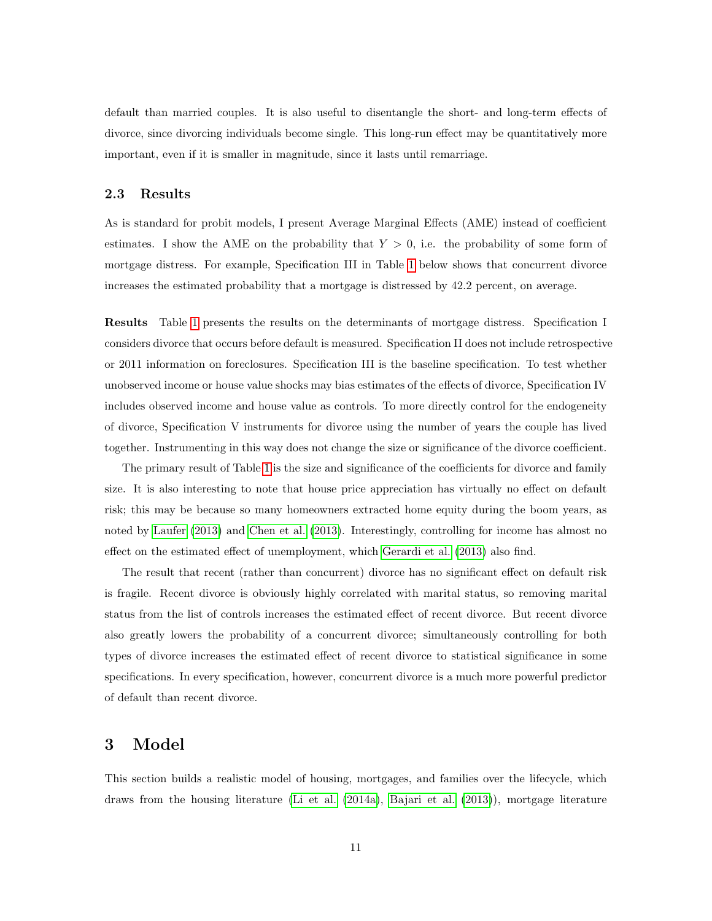default than married couples. It is also useful to disentangle the short- and long-term effects of divorce, since divorcing individuals become single. This long-run effect may be quantitatively more important, even if it is smaller in magnitude, since it lasts until remarriage.

### 2.3 Results

As is standard for probit models, I present Average Marginal Effects (AME) instead of coefficient estimates. I show the AME on the probability that $Y > 0$, i.e. the probability of some form of mortgage distress. For example, Specification III in Table 1 below shows that concurrent divorce increases the estimated probability that a mortgage is distressed by 42.2 percent, on average.

**Results** Table 1 presents the results on the determinants of mortgage distress. Specification I considers divorce that occurs before default is measured. Specification II does not include retrospective or 2011 information on foreclosures. Specification III is the baseline specification. To test whether unobserved income or house value shocks may bias estimates of the effects of divorce, Specification IV includes observed income and house value as controls. To more directly control for the endogeneity of divorce, Specification V instruments for divorce using the number of years the couple has lived together. Instrumenting in this way does not change the size or significance of the divorce coefficient.

The primary result of Table 1 is the size and significance of the coefficients for divorce and family size. It is also interesting to note that house price appreciation has virtually no effect on default risk; this may be because so many homeowners extracted home equity during the boom years, as noted by Laufer (2013) and Chen et al. (2013). Interestingly, controlling for income has almost no effect on the estimated effect of unemployment, which Gerardi et al. (2013) also find.

The result that recent (rather than concurrent) divorce has no significant effect on default risk is fragile. Recent divorce is obviously highly correlated with marital status, so removing marital status from the list of controls increases the estimated effect of recent divorce. But recent divorce also greatly lowers the probability of a concurrent divorce; simultaneously controlling for both types of divorce increases the estimated effect of recent divorce to statistical significance in some specifications. In every specification, however, concurrent divorce is a much more powerful predictor of default than recent divorce.

## 3 Model

This section builds a realistic model of housing, mortgages, and families over the lifecycle, which draws from the housing literature (Li et al. (2014a), Bajari et al. (2013)), mortgage literature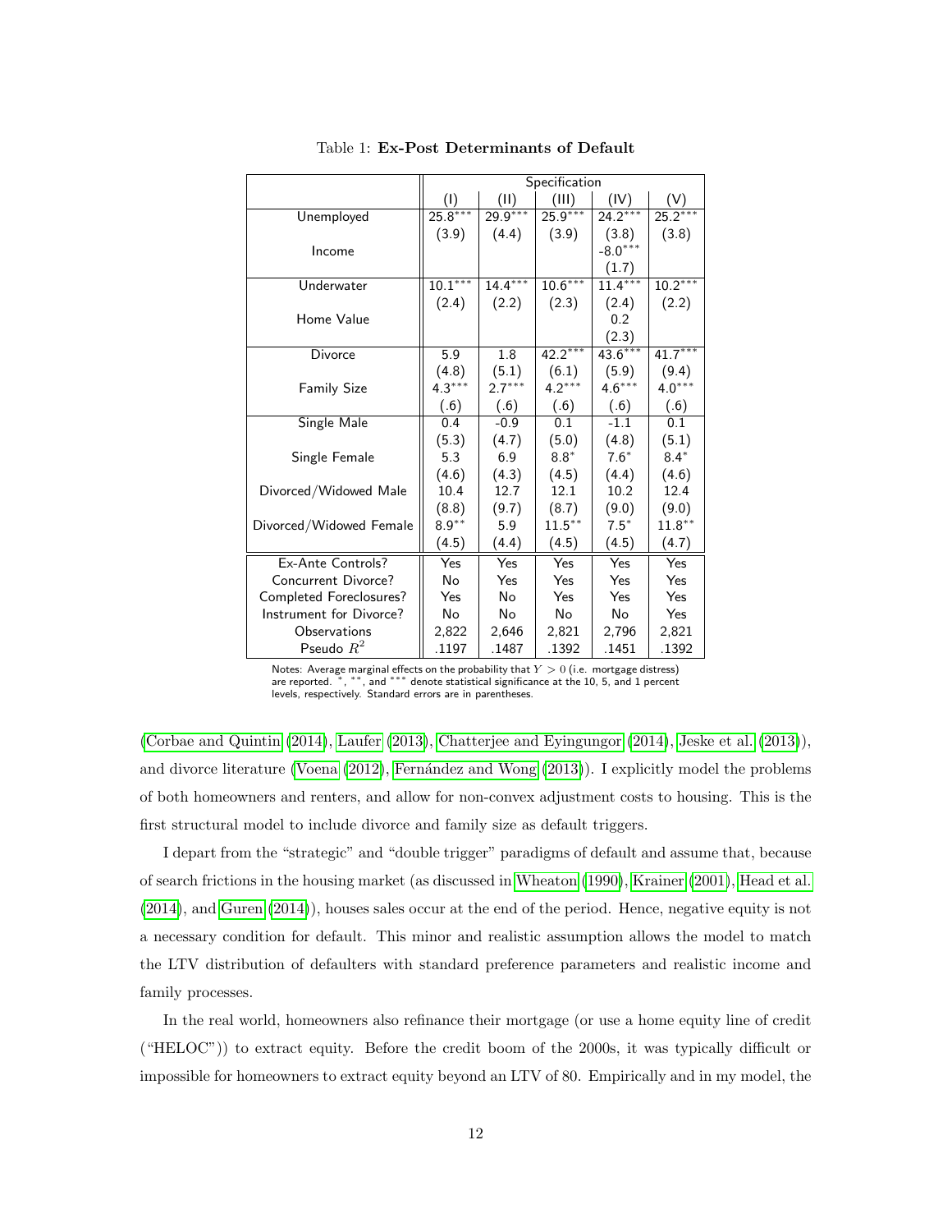Table 1: **Ex-Post Determinants of Default**

| | Specification | | | | |
|---|---|---|---|---|---|
| | (I) | (II) | (III) | (IV) | (V) |
| Unemployed | 25.8*** | 29.9*** | 25.9*** | 24.2*** | 25.2*** |
| | (3.9) | (4.4) | (3.9) | (3.8) | (3.8) |
| Income | | | | -8.0*** | |
| | | | | (1.7) | |
| Underwater | 10.1*** | 14.4*** | 10.6*** | 11.4*** | 10.2*** |
| | (2.4) | (2.2) | (2.3) | (2.4) | (2.2) |
| Home Value | | | | 0.2 | |
| | | | | (2.3) | |
| Divorce | 5.9 | 1.8 | 42.2*** | 43.6*** | 41.7*** |
| | (4.8) | (5.1) | (6.1) | (5.9) | (9.4) |
| Family Size | 4.3*** | 2.7*** | 4.2*** | 4.6*** | 4.0*** |
| | (.6) | (.6) | (.6) | (.6) | (.6) |
| Single Male | 0.4 | -0.9 | 0.1 | -1.1 | 0.1 |
| | (5.3) | (4.7) | (5.0) | (4.8) | (5.1) |
| Single Female | 5.3 | 6.9 | 8.8* | 7.6* | 8.4* |
| | (4.6) | (4.3) | (4.5) | (4.4) | (4.6) |
| Divorced/Widowed Male | 10.4 | 12.7 | 12.1 | 10.2 | 12.4 |
| | (8.8) | (9.7) | (8.7) | (9.0) | (9.0) |
| Divorced/Widowed Female | 8.9** | 5.9 | 11.5** | 7.5* | 11.8** |
| | (4.5) | (4.4) | (4.5) | (4.5) | (4.7) |
| Ex-Ante Controls? | Yes | Yes | Yes | Yes | Yes |
| Concurrent Divorce? | No | Yes | Yes | Yes | Yes |
| Completed Foreclosures? | Yes | No | Yes | Yes | Yes |
| Instrument for Divorce? | No | No | No | No | Yes |
| Observations | 2,822 | 2,646 | 2,821 | 2,796 | 2,821 |
| Pseudo $R^2$ | .1197 | .1487 | .1392 | .1451 | .1392 |

Notes: Average marginal effects on the probability that $Y > 0$ (i.e. mortgage distress) are reported. *, **, and *** denote statistical significance at the 10, 5, and 1 percent levels, respectively. Standard errors are in parentheses.

(Corbae and Quintin (2014), Laufer (2013), Chatterjee and Eyingungor (2014), Jeske et al. (2013)), and divorce literature (Voena (2012), Fernández and Wong (2013)). I explicitly model the problems of both homeowners and renters, and allow for non-convex adjustment costs to housing. This is the first structural model to include divorce and family size as default triggers.

I depart from the "strategic" and "double trigger" paradigms of default and assume that, because of search frictions in the housing market (as discussed in Wheaton (1990), Krainer (2001), Head et al. (2014), and Guren (2014)), houses sales occur at the end of the period. Hence, negative equity is not a necessary condition for default. This minor and realistic assumption allows the model to match the LTV distribution of defaulters with standard preference parameters and realistic income and family processes.

In the real world, homeowners also refinance their mortgage (or use a home equity line of credit ("HELOC")) to extract equity. Before the credit boom of the 2000s, it was typically difficult or impossible for homeowners to extract equity beyond an LTV of 80. Empirically and in my model, the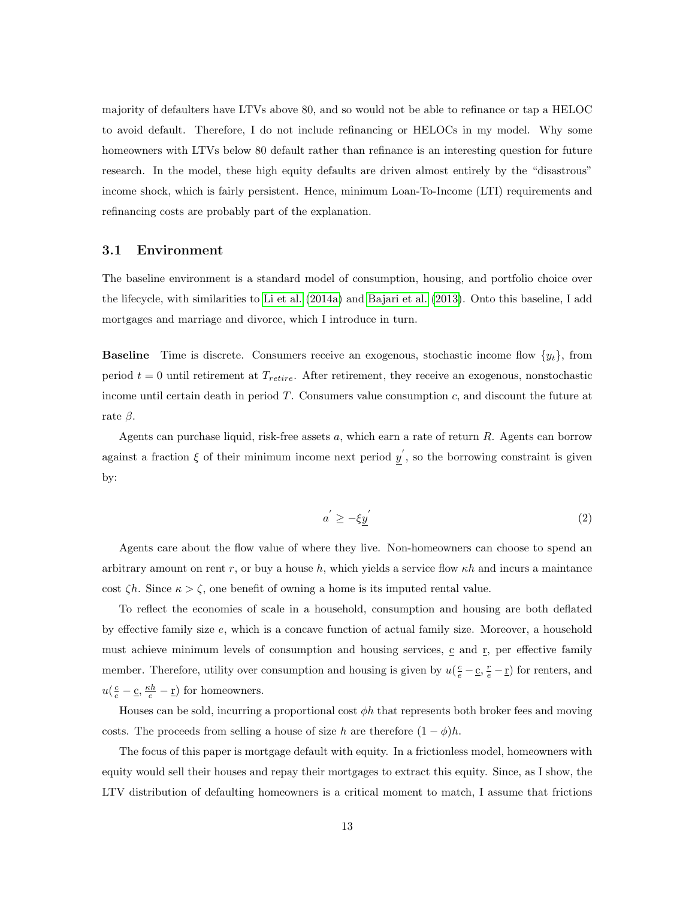majority of defaulters have LTVs above 80, and so would not be able to refinance or tap a HELOC to avoid default. Therefore, I do not include refinancing or HELOCs in my model. Why some homeowners with LTVs below 80 default rather than refinance is an interesting question for future research. In the model, these high equity defaults are driven almost entirely by the "disastrous" income shock, which is fairly persistent. Hence, minimum Loan-To-Income (LTI) requirements and refinancing costs are probably part of the explanation.

### 3.1 Environment

The baseline environment is a standard model of consumption, housing, and portfolio choice over the lifecycle, with similarities to Li et al. (2014a) and Bajari et al. (2013). Onto this baseline, I add mortgages and marriage and divorce, which I introduce in turn.

**Baseline** Time is discrete. Consumers receive an exogenous, stochastic income flow $\{y_t\}$, from period $t = 0$ until retirement at $T_{retire}$. After retirement, they receive an exogenous, nonstochastic income until certain death in period $T$. Consumers value consumption $c$, and discount the future at rate $\beta$.

Agents can purchase liquid, risk-free assets $a$, which earn a rate of return $R$. Agents can borrow against a fraction $\xi$ of their minimum income next period $\underline{y}^{'}$, so the borrowing constraint is given by:

$$a^{'} \geq -\xi \underline{y}^{'} \tag{2}$$

Agents care about the flow value of where they live. Non-homeowners can choose to spend an arbitrary amount on rent $r$, or buy a house $h$, which yields a service flow $\kappa h$ and incurs a maintance cost $\zeta h$. Since $\kappa > \zeta$, one benefit of owning a home is its imputed rental value.

To reflect the economies of scale in a household, consumption and housing are both deflated by effective family size $e$, which is a concave function of actual family size. Moreover, a household must achieve minimum levels of consumption and housing services, $\underline{c}$ and $\underline{r}$, per effective family member. Therefore, utility over consumption and housing is given by $u(\frac{c}{e} - \underline{c}, \frac{r}{e} - \underline{r})$ for renters, and $u(\frac{c}{e} - \underline{c}, \frac{\kappa h}{e} - \underline{r})$ for homeowners.

Houses can be sold, incurring a proportional cost $\phi h$ that represents both broker fees and moving costs. The proceeds from selling a house of size $h$ are therefore $(1 - \phi)h$.

The focus of this paper is mortgage default with equity. In a frictionless model, homeowners with equity would sell their houses and repay their mortgages to extract this equity. Since, as I show, the LTV distribution of defaulting homeowners is a critical moment to match, I assume that frictions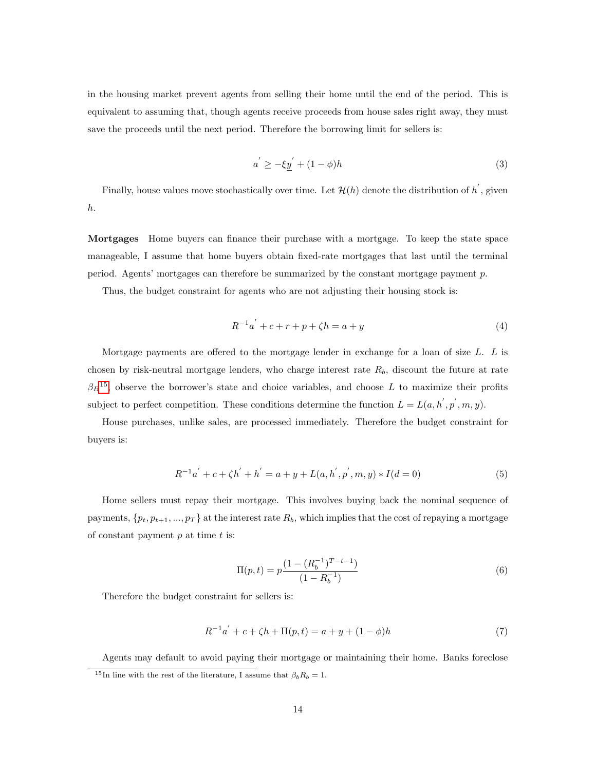in the housing market prevent agents from selling their home until the end of the period. This is equivalent to assuming that, though agents receive proceeds from house sales right away, they must save the proceeds until the next period. Therefore the borrowing limit for sellers is:

$$a^{'} \geq -\xi \underline{y}^{'} + (1-\phi)h \tag{3}$$

Finally, house values move stochastically over time. Let $\mathcal{H}(h)$ denote the distribution of $h^{'}$, given $h$.

**Mortgages** Home buyers can finance their purchase with a mortgage. To keep the state space manageable, I assume that home buyers obtain fixed-rate mortgages that last until the terminal period. Agents' mortgages can therefore be summarized by the constant mortgage payment $p$.

Thus, the budget constraint for agents who are not adjusting their housing stock is:

$$R^{-1}a^{'} + c + r + p + \zeta h = a + y \tag{4}$$

Mortgage payments are offered to the mortgage lender in exchange for a loan of size $L$. $L$ is chosen by risk-neutral mortgage lenders, who charge interest rate $R_b$, discount the future at rate $\beta_B$[15], observe the borrower's state and choice variables, and choose $L$ to maximize their profits subject to perfect competition. These conditions determine the function $L = L(a, h^{'}, p^{'}, m, y)$.

House purchases, unlike sales, are processed immediately. Therefore the budget constraint for buyers is:

$$R^{-1}a^{'} + c + \zeta h^{'} + h^{'} = a + y + L(a, h^{'}, p^{'}, m, y) * I(d = 0) \tag{5}$$

Home sellers must repay their mortgage. This involves buying back the nominal sequence of payments, $\{p_t, p_{t+1}, ..., p_T\}$ at the interest rate $R_b$, which implies that the cost of repaying a mortgage of constant payment $p$ at time $t$ is:

$$\Pi(p,t) = p\frac{(1-(R_b^{-1})^{T-t-1})}{(1-R_b^{-1})} \tag{6}$$

Therefore the budget constraint for sellers is:

$$R^{-1}a^{'} + c + \zeta h + \Pi(p,t) = a + y + (1-\phi)h \tag{7}$$

Agents may default to avoid paying their mortgage or maintaining their home. Banks foreclose

[15] In line with the rest of the literature, I assume that $\beta_b R_b = 1$.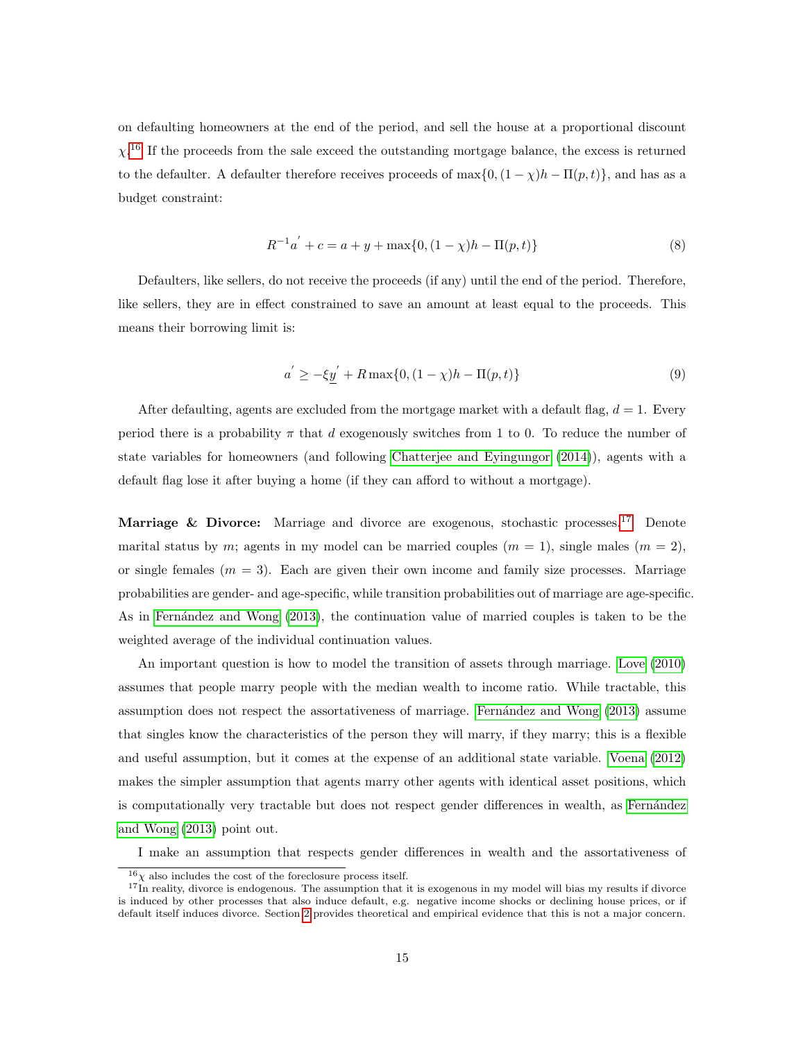on defaulting homeowners at the end of the period, and sell the house at a proportional discount $\chi$.[16] If the proceeds from the sale exceed the outstanding mortgage balance, the excess is returned to the defaulter. A defaulter therefore receives proceeds of $\max\{0, (1-\chi)h - \Pi(p,t)\}$, and has as a budget constraint:

$$R^{-1}a^{'} + c = a + y + \max\{0, (1-\chi)h - \Pi(p,t)\} \tag{8}$$

Defaulters, like sellers, do not receive the proceeds (if any) until the end of the period. Therefore, like sellers, they are in effect constrained to save an amount at least equal to the proceeds. This means their borrowing limit is:

$$a^{'} \geq -\xi \underline{y}^{'} + R\max\{0, (1-\chi)h - \Pi(p,t)\} \tag{9}$$

After defaulting, agents are excluded from the mortgage market with a default flag, $d = 1$. Every period there is a probability $\pi$ that $d$ exogenously switches from 1 to 0. To reduce the number of state variables for homeowners (and following Chatterjee and Eyingungor (2014)), agents with a default flag lose it after buying a home (if they can afford to without a mortgage).

**Marriage & Divorce:** Marriage and divorce are exogenous, stochastic processes.[17] Denote marital status by $m$; agents in my model can be married couples ($m = 1$), single males ($m = 2$), or single females ($m = 3$). Each are given their own income and family size processes. Marriage probabilities are gender- and age-specific, while transition probabilities out of marriage are age-specific. As in Fernández and Wong (2013), the continuation value of married couples is taken to be the weighted average of the individual continuation values.

An important question is how to model the transition of assets through marriage. Love (2010) assumes that people marry people with the median wealth to income ratio. While tractable, this assumption does not respect the assortativeness of marriage. Fernández and Wong (2013) assume that singles know the characteristics of the person they will marry, if they marry; this is a flexible and useful assumption, but it comes at the expense of an additional state variable. Voena (2012) makes the simpler assumption that agents marry other agents with identical asset positions, which is computationally very tractable but does not respect gender differences in wealth, as Fernández and Wong (2013) point out.

I make an assumption that respects gender differences in wealth and the assortativeness of

[16] $\chi$ also includes the cost of the foreclosure process itself.

[17] In reality, divorce is endogenous. The assumption that it is exogenous in my model will bias my results if divorce is induced by other processes that also induce default, e.g. negative income shocks or declining house prices, or if default itself induces divorce. Section 2 provides theoretical and empirical evidence that this is not a major concern.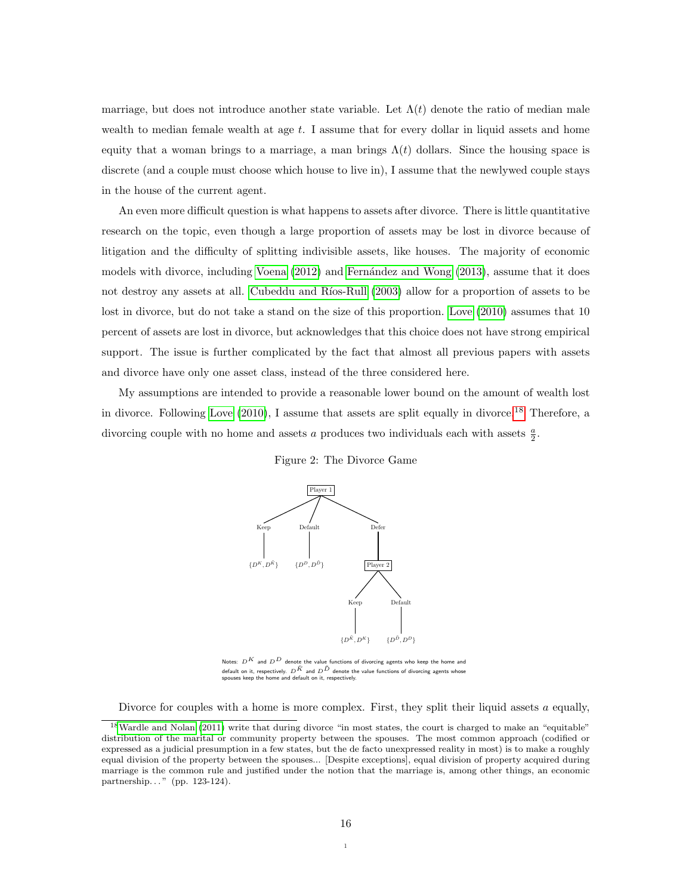marriage, but does not introduce another state variable. Let $\Lambda(t)$ denote the ratio of median male wealth to median female wealth at age $t$. I assume that for every dollar in liquid assets and home equity that a woman brings to a marriage, a man brings $\Lambda(t)$ dollars. Since the housing space is discrete (and a couple must choose which house to live in), I assume that the newlywed couple stays in the house of the current agent.

An even more difficult question is what happens to assets after divorce. There is little quantitative research on the topic, even though a large proportion of assets may be lost in divorce because of litigation and the difficulty of splitting indivisible assets, like houses. The majority of economic models with divorce, including Voena (2012) and Fernández and Wong (2013), assume that it does not destroy any assets at all. Cubeddu and Ríos-Rull (2003) allow for a proportion of assets to be lost in divorce, but do not take a stand on the size of this proportion. Love (2010) assumes that 10 percent of assets are lost in divorce, but acknowledges that this choice does not have strong empirical support. The issue is further complicated by the fact that almost all previous papers with assets and divorce have only one asset class, instead of the three considered here.

My assumptions are intended to provide a reasonable lower bound on the amount of wealth lost in divorce. Following Love (2010), I assume that assets are split equally in divorce.[18] Therefore, a divorcing couple with no home and assets $a$ produces two individuals each with assets $\frac{a}{2}$.

Figure 2: The Divorce Game

Player 1

Keep — $\{D^K, D^{\tilde{K}}\}$

Default — $\{D^D, D^{\tilde{D}}\}$

Defer — Player 2

Keep — $\{D^{\tilde{K}}, D^K\}$

Default — $\{D^{\tilde{D}}, D^D\}$

Notes: $D^K$ and $D^D$ denote the value functions of divorcing agents who keep the home and default on it, respectively. $D^{\tilde{K}}$ and $D^{\tilde{D}}$ denote the value functions of divorcing agents whose spouses keep the home and default on it, respectively.

Divorce for couples with a home is more complex. First, they split their liquid assets $a$ equally,

[18] Wardle and Nolan (2011) write that during divorce "in most states, the court is charged to make an "equitable" distribution of the marital or community property between the spouses. The most common approach (codified or expressed as a judicial presumption in a few states, but the de facto unexpressed reality in most) is to make a roughly equal division of the property between the spouses... [Despite exceptions], equal division of property acquired during marriage is the common rule and justified under the notion that the marriage is, among other things, an economic partnership..." (pp. 123-124).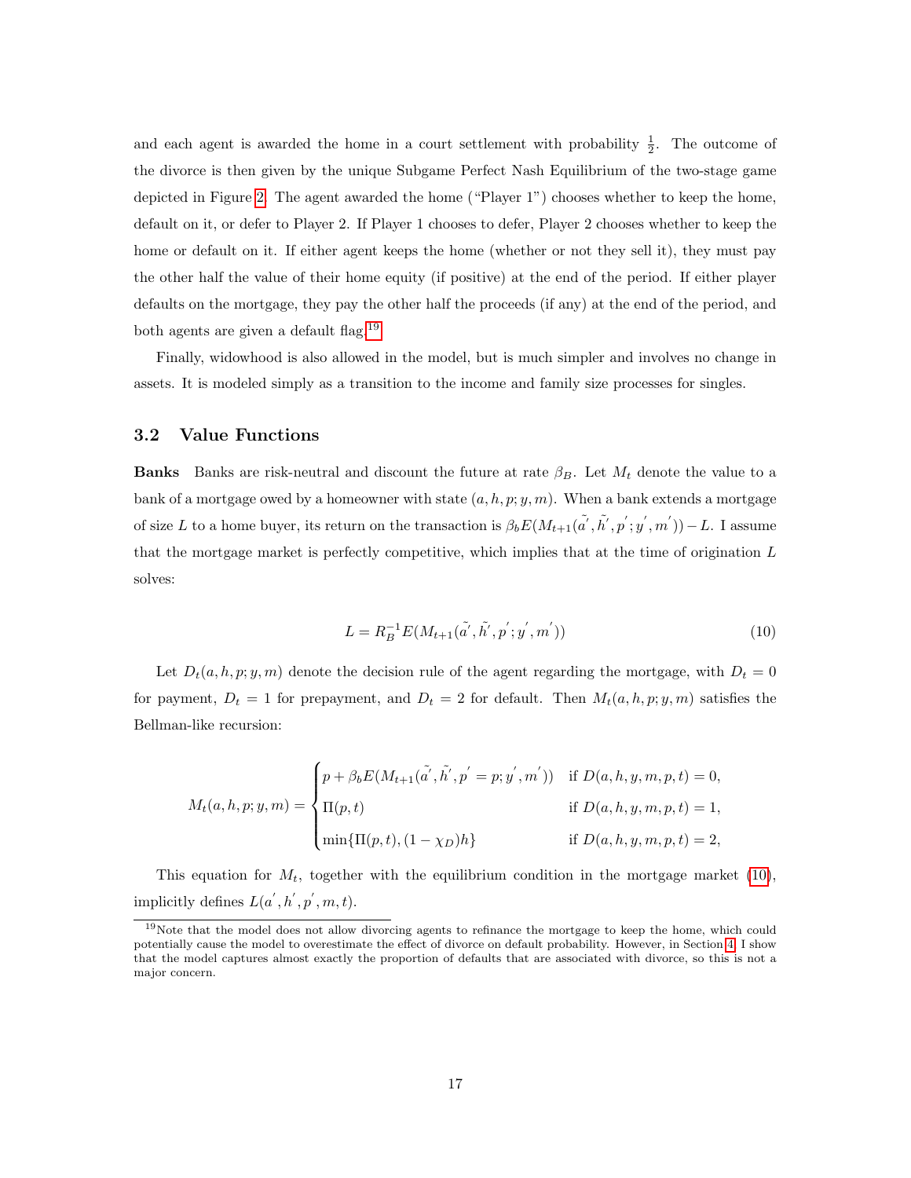and each agent is awarded the home in a court settlement with probability $\frac{1}{2}$. The outcome of the divorce is then given by the unique Subgame Perfect Nash Equilibrium of the two-stage game depicted in Figure 2. The agent awarded the home ("Player 1") chooses whether to keep the home, default on it, or defer to Player 2. If Player 1 chooses to defer, Player 2 chooses whether to keep the home or default on it. If either agent keeps the home (whether or not they sell it), they must pay the other half the value of their home equity (if positive) at the end of the period. If either player defaults on the mortgage, they pay the other half the proceeds (if any) at the end of the period, and both agents are given a default flag.[19]

Finally, widowhood is also allowed in the model, but is much simpler and involves no change in assets. It is modeled simply as a transition to the income and family size processes for singles.

## 3.2 Value Functions

**Banks** Banks are risk-neutral and discount the future at rate $\beta_B$. Let $M_t$ denote the value to a bank of a mortgage owed by a homeowner with state $(a, h, p; y, m)$. When a bank extends a mortgage of size $L$ to a home buyer, its return on the transaction is $\beta_b E(M_{t+1}(\tilde{a'}, \tilde{h'}, p'; y', m')) - L$. I assume that the mortgage market is perfectly competitive, which implies that at the time of origination $L$ solves:

$$L = R_B^{-1} E(M_{t+1}(\tilde{a'}, \tilde{h'}, p'; y', m')) \tag{10}$$

Let $D_t(a, h, p; y, m)$ denote the decision rule of the agent regarding the mortgage, with $D_t = 0$ for payment, $D_t = 1$ for prepayment, and $D_t = 2$ for default. Then $M_t(a, h, p; y, m)$ satisfies the Bellman-like recursion:

$$M_t(a, h, p; y, m) = \begin{cases} p + \beta_b E(M_{t+1}(\tilde{a'}, \tilde{h'}, p' = p; y', m')) & \text{if } D(a, h, y, m, p, t) = 0, \\ \Pi(p, t) & \text{if } D(a, h, y, m, p, t) = 1, \\ \min\{\Pi(p, t), (1 - \chi_D)h\} & \text{if } D(a, h, y, m, p, t) = 2, \end{cases}$$

This equation for $M_t$, together with the equilibrium condition in the mortgage market (10), implicitly defines $L(a', h', p', m, t)$.

[19] Note that the model does not allow divorcing agents to refinance the mortgage to keep the home, which could potentially cause the model to overestimate the effect of divorce on default probability. However, in Section 4 I show that the model captures almost exactly the proportion of defaults that are associated with divorce, so this is not a major concern.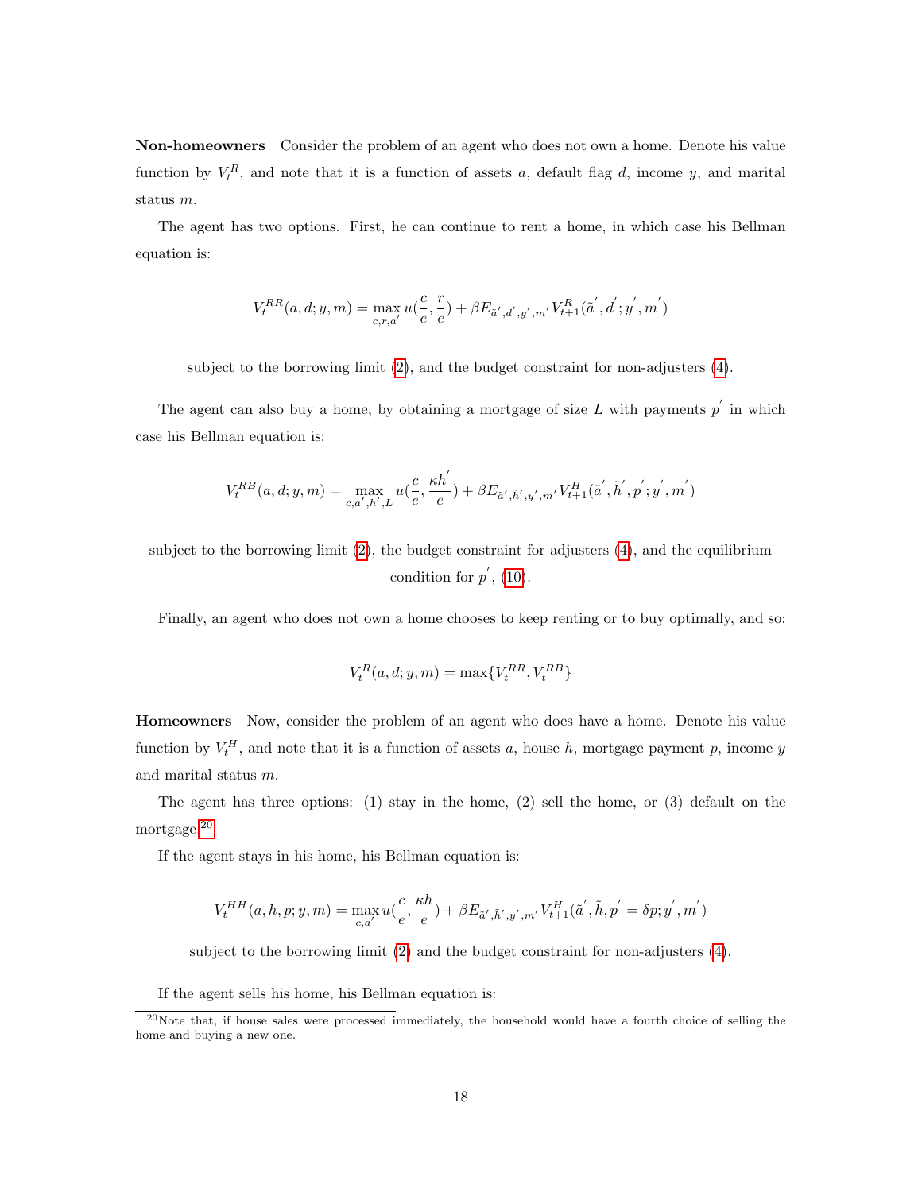**Non-homeowners** Consider the problem of an agent who does not own a home. Denote his value function by $V_t^R$, and note that it is a function of assets $a$, default flag $d$, income $y$, and marital status $m$.

The agent has two options. First, he can continue to rent a home, in which case his Bellman equation is:

$$V_t^{RR}(a,d;y,m) = \max_{c,r,a'} u(\frac{c}{e},\frac{r}{e}) + \beta E_{\tilde{a}',d',y',m'} V_{t+1}^R(\tilde{a}',d';y',m')$$

subject to the borrowing limit (2), and the budget constraint for non-adjusters (4).

The agent can also buy a home, by obtaining a mortgage of size $L$ with payments $p'$ in which case his Bellman equation is:

$$V_t^{RB}(a,d;y,m) = \max_{c,a',h',L} u(\frac{c}{e},\frac{\kappa h'}{e}) + \beta E_{\tilde{a}',\tilde{h}',y',m'} V_{t+1}^H(\tilde{a}',\tilde{h}',p';y',m')$$

subject to the borrowing limit (2), the budget constraint for adjusters (4), and the equilibrium condition for $p'$, (10).

Finally, an agent who does not own a home chooses to keep renting or to buy optimally, and so:

$$V_t^R(a,d;y,m) = \max\{V_t^{RR}, V_t^{RB}\}$$

**Homeowners** Now, consider the problem of an agent who does have a home. Denote his value function by $V_t^H$, and note that it is a function of assets $a$, house $h$, mortgage payment $p$, income $y$ and marital status $m$.

The agent has three options: (1) stay in the home, (2) sell the home, or (3) default on the mortgage.[20]

If the agent stays in his home, his Bellman equation is:

$$V_t^{HH}(a,h,p;y,m) = \max_{c,a'} u(\frac{c}{e},\frac{\kappa h}{e}) + \beta E_{\tilde{a}',\tilde{h}',y',m'} V_{t+1}^H(\tilde{a}',\tilde{h},p'=\delta p;y',m')$$

subject to the borrowing limit (2) and the budget constraint for non-adjusters (4).

If the agent sells his home, his Bellman equation is:

[20] Note that, if house sales were processed immediately, the household would have a fourth choice of selling the home and buying a new one.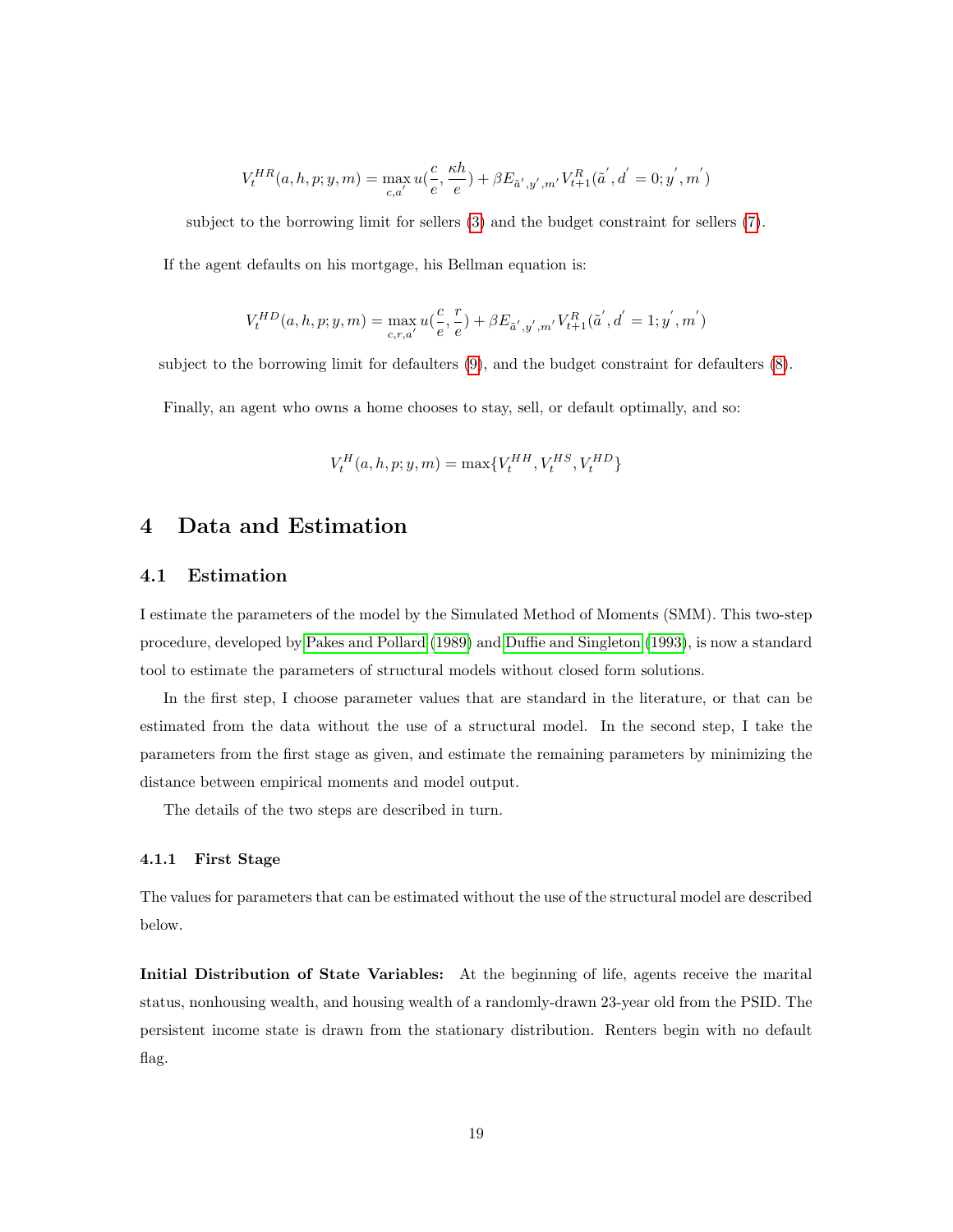$$V_t^{HR}(a,h,p;y,m) = \max_{c,a'} u(\frac{c}{e}, \frac{\kappa h}{e}) + \beta E_{\tilde{a}',y',m'} V_{t+1}^R(\tilde{a}', d' = 0; y', m')$$

subject to the borrowing limit for sellers (3) and the budget constraint for sellers (7).

If the agent defaults on his mortgage, his Bellman equation is:

$$V_t^{HD}(a,h,p;y,m) = \max_{c,r,a'} u(\frac{c}{e}, \frac{r}{e}) + \beta E_{\tilde{a}',y',m'} V_{t+1}^R(\tilde{a}', d' = 1; y', m')$$

subject to the borrowing limit for defaulters (9), and the budget constraint for defaulters (8).

Finally, an agent who owns a home chooses to stay, sell, or default optimally, and so:

$$V_t^H(a,h,p;y,m) = \max\{V_t^{HH}, V_t^{HS}, V_t^{HD}\}$$

# 4 Data and Estimation

## 4.1 Estimation

I estimate the parameters of the model by the Simulated Method of Moments (SMM). This two-step procedure, developed by Pakes and Pollard (1989) and Duffie and Singleton (1993), is now a standard tool to estimate the parameters of structural models without closed form solutions.

In the first step, I choose parameter values that are standard in the literature, or that can be estimated from the data without the use of a structural model. In the second step, I take the parameters from the first stage as given, and estimate the remaining parameters by minimizing the distance between empirical moments and model output.

The details of the two steps are described in turn.

### 4.1.1 First Stage

The values for parameters that can be estimated without the use of the structural model are described below.

**Initial Distribution of State Variables:** At the beginning of life, agents receive the marital status, nonhousing wealth, and housing wealth of a randomly-drawn 23-year old from the PSID. The persistent income state is drawn from the stationary distribution. Renters begin with no default flag.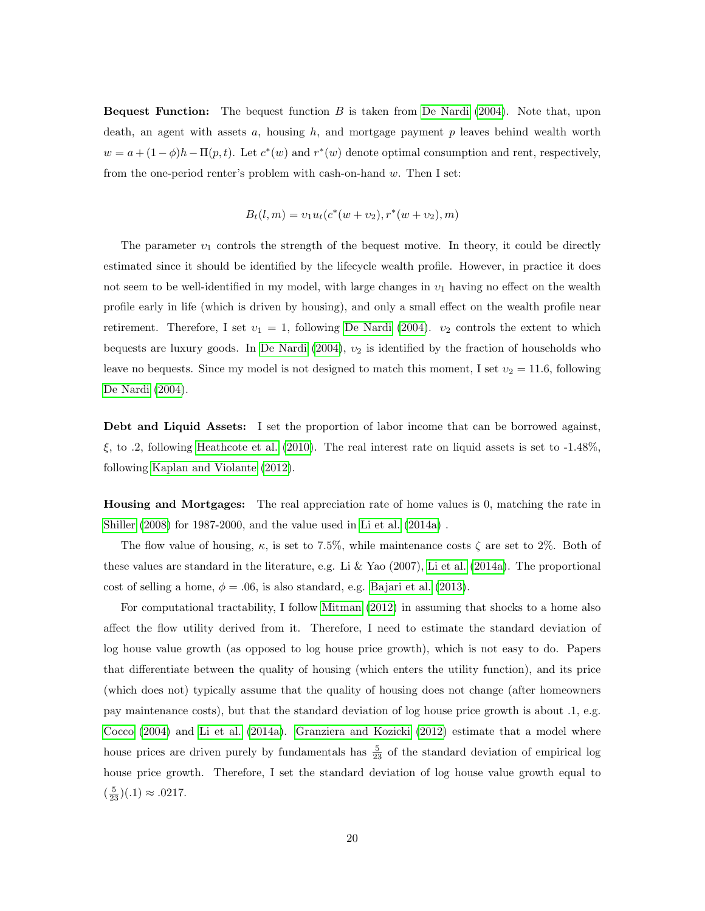**Bequest Function:** The bequest function $B$ is taken from De Nardi (2004). Note that, upon death, an agent with assets $a$, housing $h$, and mortgage payment $p$ leaves behind wealth worth $w = a + (1-\phi)h - \Pi(p,t)$. Let $c^*(w)$ and $r^*(w)$ denote optimal consumption and rent, respectively, from the one-period renter's problem with cash-on-hand $w$. Then I set:

$$B_t(l,m) = \upsilon_1 u_t(c^*(w+\upsilon_2), r^*(w+\upsilon_2), m)$$

The parameter $\upsilon_1$ controls the strength of the bequest motive. In theory, it could be directly estimated since it should be identified by the lifecycle wealth profile. However, in practice it does not seem to be well-identified in my model, with large changes in $\upsilon_1$ having no effect on the wealth profile early in life (which is driven by housing), and only a small effect on the wealth profile near retirement. Therefore, I set $\upsilon_1 = 1$, following De Nardi (2004). $\upsilon_2$ controls the extent to which bequests are luxury goods. In De Nardi (2004), $\upsilon_2$ is identified by the fraction of households who leave no bequests. Since my model is not designed to match this moment, I set $\upsilon_2 = 11.6$, following De Nardi (2004).

**Debt and Liquid Assets:** I set the proportion of labor income that can be borrowed against, $\xi$, to .2, following Heathcote et al. (2010). The real interest rate on liquid assets is set to -1.48%, following Kaplan and Violante (2012).

**Housing and Mortgages:** The real appreciation rate of home values is 0, matching the rate in Shiller (2008) for 1987-2000, and the value used in Li et al. (2014a) .

The flow value of housing, $\kappa$, is set to 7.5%, while maintenance costs $\zeta$ are set to 2%. Both of these values are standard in the literature, e.g. Li & Yao (2007), Li et al. (2014a). The proportional cost of selling a home, $\phi = .06$, is also standard, e.g. Bajari et al. (2013).

For computational tractability, I follow Mitman (2012) in assuming that shocks to a home also affect the flow utility derived from it. Therefore, I need to estimate the standard deviation of log house value growth (as opposed to log house price growth), which is not easy to do. Papers that differentiate between the quality of housing (which enters the utility function), and its price (which does not) typically assume that the quality of housing does not change (after homeowners pay maintenance costs), but that the standard deviation of log house price growth is about .1, e.g. Cocco (2004) and Li et al. (2014a). Granziera and Kozicki (2012) estimate that a model where house prices are driven purely by fundamentals has $\frac{5}{23}$ of the standard deviation of empirical log house price growth. Therefore, I set the standard deviation of log house value growth equal to $(\frac{5}{23})(.1) \approx .0217$.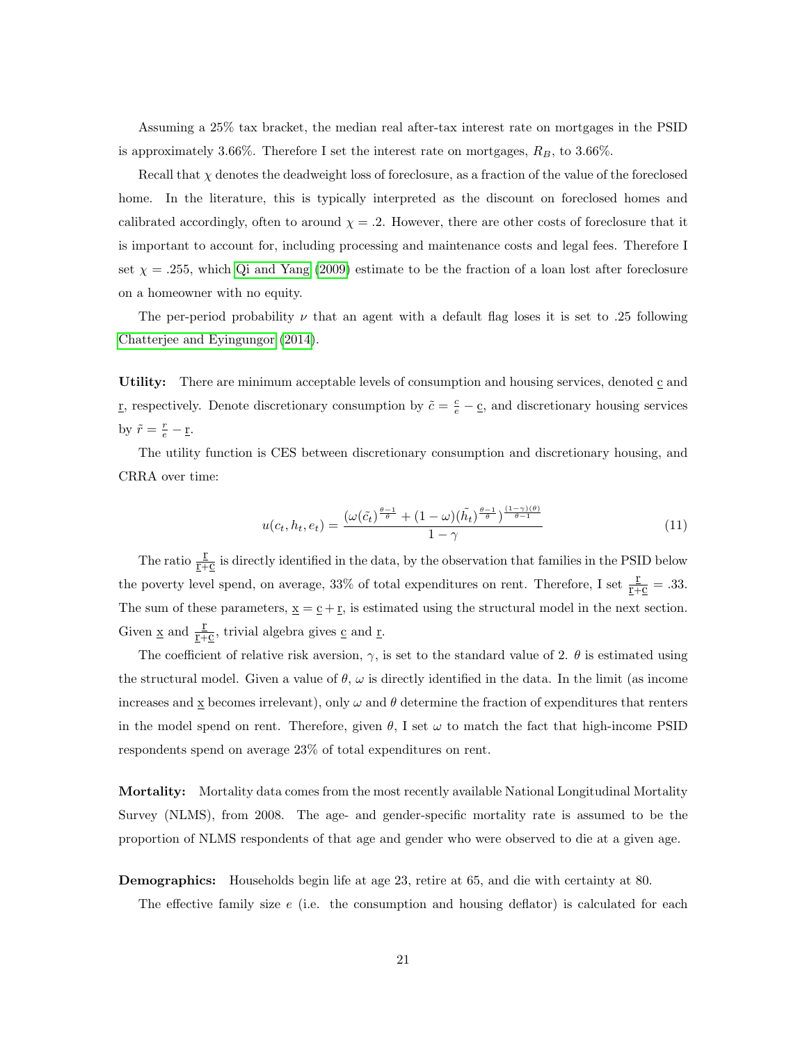Assuming a 25% tax bracket, the median real after-tax interest rate on mortgages in the PSID is approximately 3.66%. Therefore I set the interest rate on mortgages, $R_B$, to 3.66%.

Recall that $\chi$ denotes the deadweight loss of foreclosure, as a fraction of the value of the foreclosed home. In the literature, this is typically interpreted as the discount on foreclosed homes and calibrated accordingly, often to around $\chi = .2$. However, there are other costs of foreclosure that it is important to account for, including processing and maintenance costs and legal fees. Therefore I set $\chi = .255$, which Qi and Yang (2009) estimate to be the fraction of a loan lost after foreclosure on a homeowner with no equity.

The per-period probability $\nu$ that an agent with a default flag loses it is set to .25 following Chatterjee and Eyingungor (2014).

**Utility:** There are minimum acceptable levels of consumption and housing services, denoted $\underline{c}$ and $\underline{r}$, respectively. Denote discretionary consumption by $\tilde{c} = \frac{c}{e} - \underline{c}$, and discretionary housing services by $\tilde{r} = \frac{r}{e} - \underline{r}$.

The utility function is CES between discretionary consumption and discretionary housing, and CRRA over time:

$$u(c_t, h_t, e_t) = \frac{(\omega(\tilde{c_t})^{\frac{\theta-1}{\theta}} + (1-\omega)(\tilde{h_t})^{\frac{\theta-1}{\theta}})^{\frac{(1-\gamma)(\theta)}{\theta-1}}}{1-\gamma} \tag{11}$$

The ratio $\frac{\underline{r}}{\underline{r}+\underline{c}}$ is directly identified in the data, by the observation that families in the PSID below the poverty level spend, on average, 33% of total expenditures on rent. Therefore, I set $\frac{\underline{r}}{\underline{r}+\underline{c}} = .33$. The sum of these parameters, $\underline{x} = \underline{c} + \underline{r}$, is estimated using the structural model in the next section. Given $\underline{x}$ and $\frac{\underline{r}}{\underline{r}+\underline{c}}$, trivial algebra gives $\underline{c}$ and $\underline{r}$.

The coefficient of relative risk aversion, $\gamma$, is set to the standard value of 2. $\theta$ is estimated using the structural model. Given a value of $\theta$, $\omega$ is directly identified in the data. In the limit (as income increases and $\underline{x}$ becomes irrelevant), only $\omega$ and $\theta$ determine the fraction of expenditures that renters in the model spend on rent. Therefore, given $\theta$, I set $\omega$ to match the fact that high-income PSID respondents spend on average 23% of total expenditures on rent.

**Mortality:** Mortality data comes from the most recently available National Longitudinal Mortality Survey (NLMS), from 2008. The age- and gender-specific mortality rate is assumed to be the proportion of NLMS respondents of that age and gender who were observed to die at a given age.

**Demographics:** Households begin life at age 23, retire at 65, and die with certainty at 80.

The effective family size $e$ (i.e. the consumption and housing deflator) is calculated for each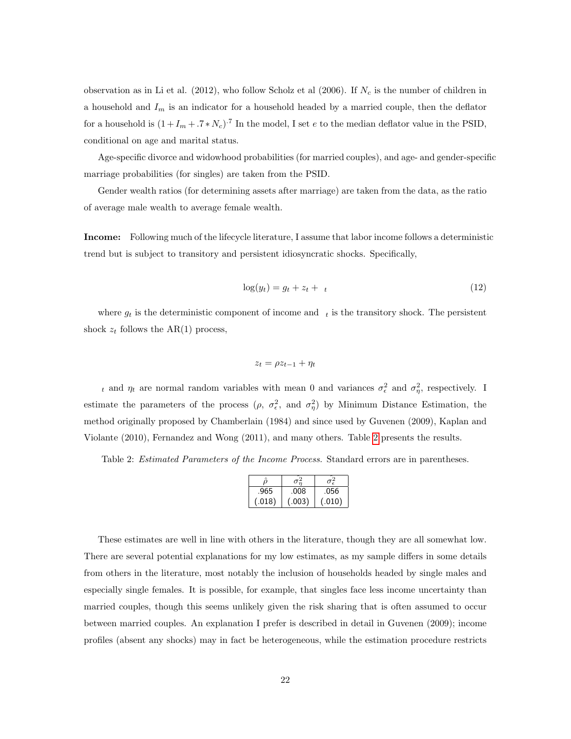observation as in Li et al. (2012), who follow Scholz et al (2006). If $N_c$ is the number of children in a household and $I_m$ is an indicator for a household headed by a married couple, then the deflator for a household is $(1 + I_m + .7 * N_c)^{.7}$ In the model, I set $e$ to the median deflator value in the PSID, conditional on age and marital status.

Age-specific divorce and widowhood probabilities (for married couples), and age- and gender-specific marriage probabilities (for singles) are taken from the PSID.

Gender wealth ratios (for determining assets after marriage) are taken from the data, as the ratio of average male wealth to average female wealth.

**Income:** Following much of the lifecycle literature, I assume that labor income follows a deterministic trend but is subject to transitory and persistent idiosyncratic shocks. Specifically,

$$\log(y_t) = g_t + z_t + \epsilon_t \tag{12}$$

where $g_t$ is the deterministic component of income and $\epsilon_t$ is the transitory shock. The persistent shock $z_t$ follows the AR(1) process,

$$z_t = \rho z_{t-1} + \eta_t$$

$\epsilon_t$ and $\eta_t$ are normal random variables with mean 0 and variances $\sigma_\epsilon^2$ and $\sigma_\eta^2$, respectively. I estimate the parameters of the process ($\rho$, $\sigma_\epsilon^2$, and $\sigma_\eta^2$) by Minimum Distance Estimation, the method originally proposed by Chamberlain (1984) and since used by Guvenen (2009), Kaplan and Violante (2010), Fernandez and Wong (2011), and many others. Table 2 presents the results.

Table 2: *Estimated Parameters of the Income Process.* Standard errors are in parentheses.

| $\hat{\rho}$ | $\hat{\sigma}_\eta^2$ | $\hat{\sigma}_\epsilon^2$ |
|---|---|---|
| .965 | .008 | .056 |
| (.018) | (.003) | (.010) |

These estimates are well in line with others in the literature, though they are all somewhat low. There are several potential explanations for my low estimates, as my sample differs in some details from others in the literature, most notably the inclusion of households headed by single males and especially single females. It is possible, for example, that singles face less income uncertainty than married couples, though this seems unlikely given the risk sharing that is often assumed to occur between married couples. An explanation I prefer is described in detail in Guvenen (2009); income profiles (absent any shocks) may in fact be heterogeneous, while the estimation procedure restricts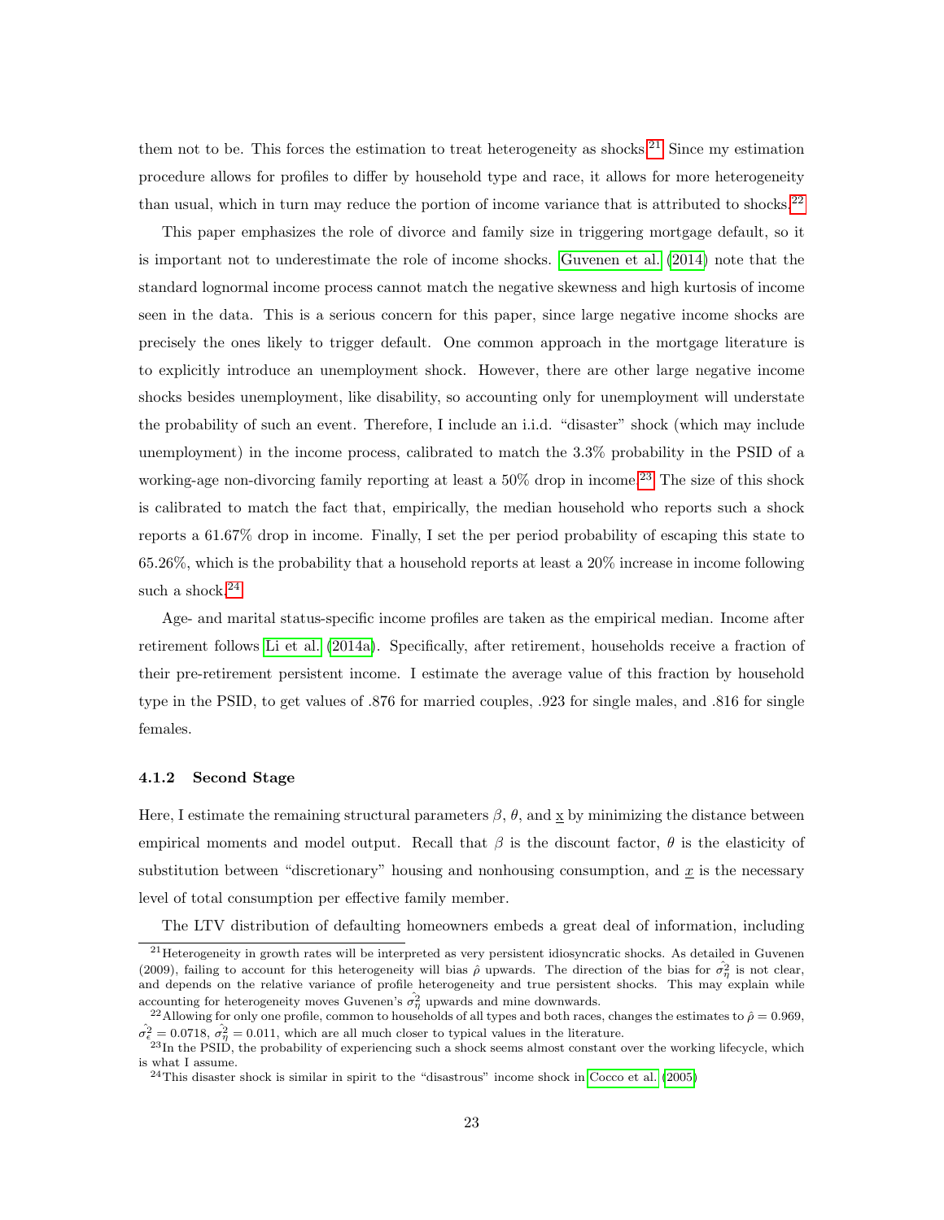them not to be. This forces the estimation to treat heterogeneity as shocks.[21] Since my estimation procedure allows for profiles to differ by household type and race, it allows for more heterogeneity than usual, which in turn may reduce the portion of income variance that is attributed to shocks.[22]

This paper emphasizes the role of divorce and family size in triggering mortgage default, so it is important not to underestimate the role of income shocks. Guvenen et al. (2014) note that the standard lognormal income process cannot match the negative skewness and high kurtosis of income seen in the data. This is a serious concern for this paper, since large negative income shocks are precisely the ones likely to trigger default. One common approach in the mortgage literature is to explicitly introduce an unemployment shock. However, there are other large negative income shocks besides unemployment, like disability, so accounting only for unemployment will understate the probability of such an event. Therefore, I include an i.i.d. "disaster" shock (which may include unemployment) in the income process, calibrated to match the 3.3% probability in the PSID of a working-age non-divorcing family reporting at least a 50% drop in income.[23] The size of this shock is calibrated to match the fact that, empirically, the median household who reports such a shock reports a 61.67% drop in income. Finally, I set the per period probability of escaping this state to 65.26%, which is the probability that a household reports at least a 20% increase in income following such a shock.[24]

Age- and marital status-specific income profiles are taken as the empirical median. Income after retirement follows Li et al. (2014a). Specifically, after retirement, households receive a fraction of their pre-retirement persistent income. I estimate the average value of this fraction by household type in the PSID, to get values of .876 for married couples, .923 for single males, and .816 for single females.

#### 4.1.2 Second Stage

Here, I estimate the remaining structural parameters $\beta$, $\theta$, and $\underline{x}$ by minimizing the distance between empirical moments and model output. Recall that $\beta$ is the discount factor, $\theta$ is the elasticity of substitution between "discretionary" housing and nonhousing consumption, and $\underline{x}$ is the necessary level of total consumption per effective family member.

The LTV distribution of defaulting homeowners embeds a great deal of information, including

---

[21] Heterogeneity in growth rates will be interpreted as very persistent idiosyncratic shocks. As detailed in Guvenen (2009), failing to account for this heterogeneity will bias $\hat{\rho}$ upwards. The direction of the bias for $\hat{\sigma_\eta^2}$ is not clear, and depends on the relative variance of profile heterogeneity and true persistent shocks. This may explain while accounting for heterogeneity moves Guvenen's $\hat{\sigma_\eta^2}$ upwards and mine downwards.

[22] Allowing for only one profile, common to households of all types and both races, changes the estimates to $\hat{\rho} = 0.969$, $\hat{\sigma_\epsilon^2} = 0.0718$, $\hat{\sigma_\eta^2} = 0.011$, which are all much closer to typical values in the literature.

[23] In the PSID, the probability of experiencing such a shock seems almost constant over the working lifecycle, which is what I assume.

[24] This disaster shock is similar in spirit to the "disastrous" income shock in Cocco et al. (2005)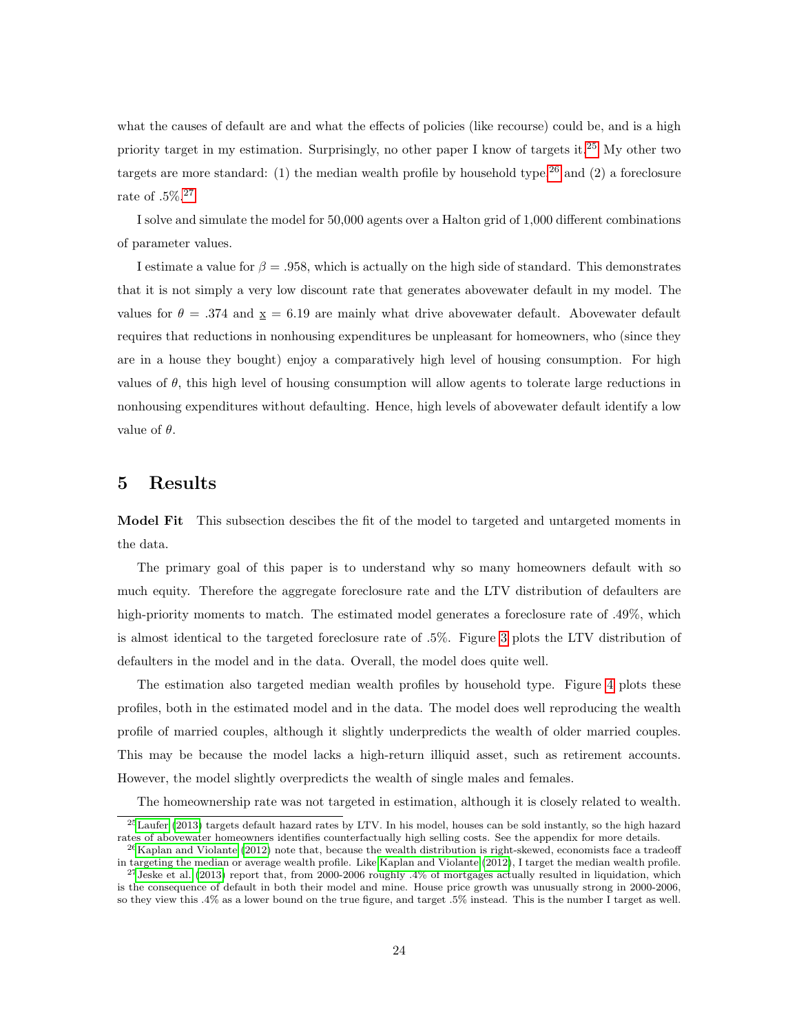what the causes of default are and what the effects of policies (like recourse) could be, and is a high priority target in my estimation. Surprisingly, no other paper I know of targets it.[25] My other two targets are more standard: (1) the median wealth profile by household type[26] and (2) a foreclosure rate of .5%.[27]

I solve and simulate the model for 50,000 agents over a Halton grid of 1,000 different combinations of parameter values.

I estimate a value for $\beta = .958$, which is actually on the high side of standard. This demonstrates that it is not simply a very low discount rate that generates abovewater default in my model. The values for $\theta = .374$ and $\underline{x} = 6.19$ are mainly what drive abovewater default. Abovewater default requires that reductions in nonhousing expenditures be unpleasant for homeowners, who (since they are in a house they bought) enjoy a comparatively high level of housing consumption. For high values of $\theta$, this high level of housing consumption will allow agents to tolerate large reductions in nonhousing expenditures without defaulting. Hence, high levels of abovewater default identify a low value of $\theta$.

# 5 Results

**Model Fit** This subsection descibes the fit of the model to targeted and untargeted moments in the data.

The primary goal of this paper is to understand why so many homeowners default with so much equity. Therefore the aggregate foreclosure rate and the LTV distribution of defaulters are high-priority moments to match. The estimated model generates a foreclosure rate of .49%, which is almost identical to the targeted foreclosure rate of .5%. Figure 3 plots the LTV distribution of defaulters in the model and in the data. Overall, the model does quite well.

The estimation also targeted median wealth profiles by household type. Figure 4 plots these profiles, both in the estimated model and in the data. The model does well reproducing the wealth profile of married couples, although it slightly underpredicts the wealth of older married couples. This may be because the model lacks a high-return illiquid asset, such as retirement accounts. However, the model slightly overpredicts the wealth of single males and females.

The homeownership rate was not targeted in estimation, although it is closely related to wealth.

[25] Laufer (2013) targets default hazard rates by LTV. In his model, houses can be sold instantly, so the high hazard rates of abovewater homeowners identifies counterfactually high selling costs. See the appendix for more details.

[26] Kaplan and Violante (2012) note that, because the wealth distribution is right-skewed, economists face a tradeoff in targeting the median or average wealth profile. Like Kaplan and Violante (2012), I target the median wealth profile.

[27] Jeske et al. (2013) report that, from 2000-2006 roughly .4% of mortgages actually resulted in liquidation, which is the consequence of default in both their model and mine. House price growth was unusually strong in 2000-2006, so they view this .4% as a lower bound on the true figure, and target .5% instead. This is the number I target as well.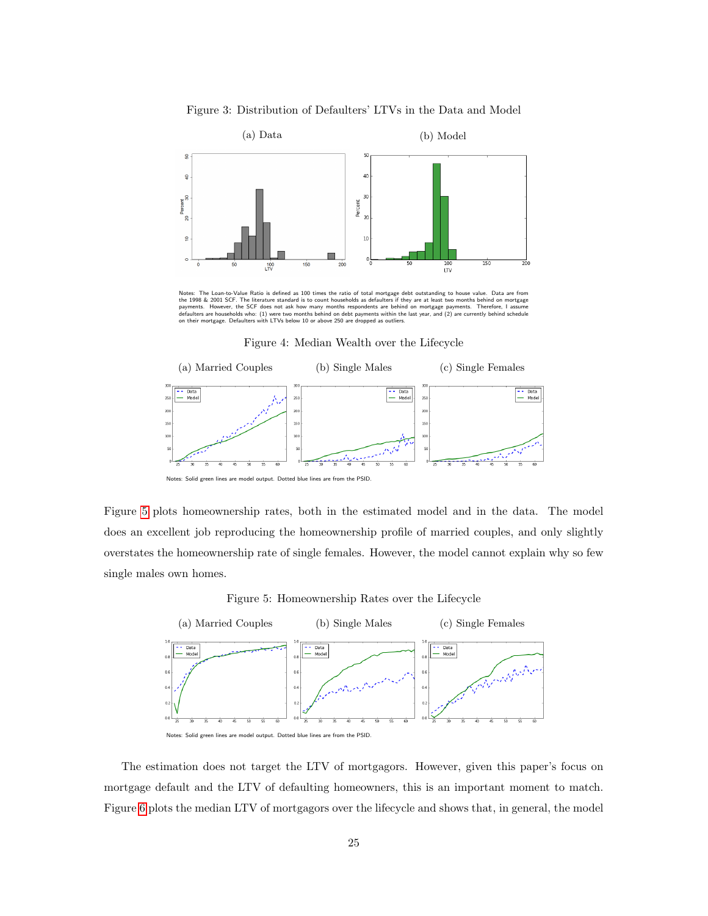Figure 3: Distribution of Defaulters' LTVs in the Data and Model

(a) Data

(b) Model

Notes: The Loan-to-Value Ratio is defined as 100 times the ratio of total mortgage debt outstanding to house value. Data are from the 1998 & 2001 SCF. The literature standard is to count households as defaulters if they are at least two months behind on mortgage payments. However, the SCF does not ask how many months respondents are behind on mortgage payments. Therefore, I assume defaulters are households who: (1) were two months behind on debt payments within the last year, and (2) are currently behind schedule on their mortgage. Defaulters with LTVs below 10 or above 250 are dropped as outliers.

Figure 4: Median Wealth over the Lifecycle

(a) Married Couples

(b) Single Males

(c) Single Females

Notes: Solid green lines are model output. Dotted blue lines are from the PSID.

Figure 5 plots homeownership rates, both in the estimated model and in the data. The model does an excellent job reproducing the homeownership profile of married couples, and only slightly overstates the homeownership rate of single females. However, the model cannot explain why so few single males own homes.

Figure 5: Homeownership Rates over the Lifecycle

(a) Married Couples

(b) Single Males

(c) Single Females

Notes: Solid green lines are model output. Dotted blue lines are from the PSID.

The estimation does not target the LTV of mortgagors. However, given this paper's focus on mortgage default and the LTV of defaulting homeowners, this is an important moment to match. Figure 6 plots the median LTV of mortgagors over the lifecycle and shows that, in general, the model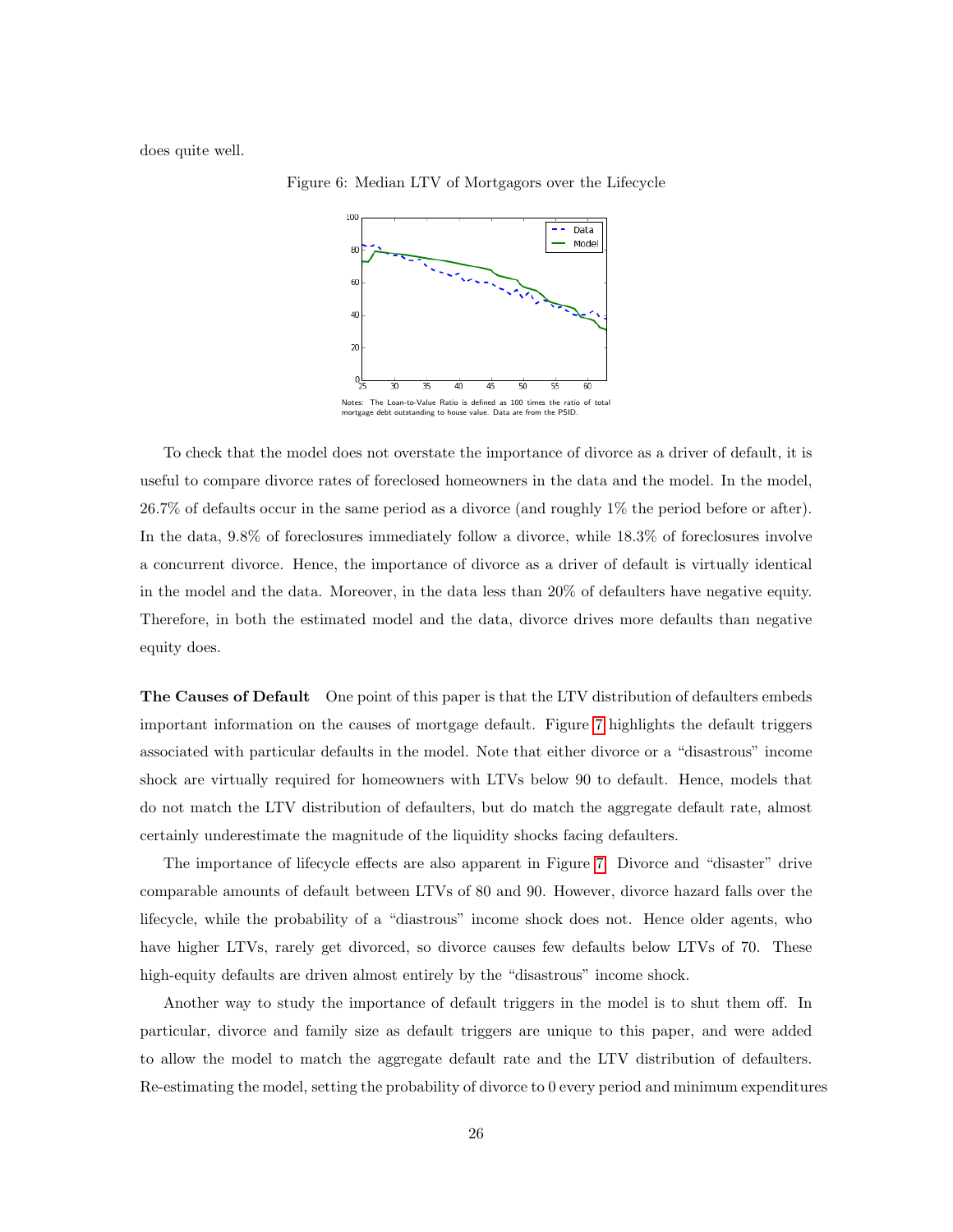does quite well.

Figure 6: Median LTV of Mortgagors over the Lifecycle

Notes: The Loan-to-Value Ratio is defined as 100 times the ratio of total mortgage debt outstanding to house value. Data are from the PSID.

To check that the model does not overstate the importance of divorce as a driver of default, it is useful to compare divorce rates of foreclosed homeowners in the data and the model. In the model, 26.7% of defaults occur in the same period as a divorce (and roughly 1% the period before or after). In the data, 9.8% of foreclosures immediately follow a divorce, while 18.3% of foreclosures involve a concurrent divorce. Hence, the importance of divorce as a driver of default is virtually identical in the model and the data. Moreover, in the data less than 20% of defaulters have negative equity. Therefore, in both the estimated model and the data, divorce drives more defaults than negative equity does.

**The Causes of Default** One point of this paper is that the LTV distribution of defaulters embeds important information on the causes of mortgage default. Figure 7 highlights the default triggers associated with particular defaults in the model. Note that either divorce or a "disastrous" income shock are virtually required for homeowners with LTVs below 90 to default. Hence, models that do not match the LTV distribution of defaulters, but do match the aggregate default rate, almost certainly underestimate the magnitude of the liquidity shocks facing defaulters.

The importance of lifecycle effects are also apparent in Figure 7. Divorce and "disaster" drive comparable amounts of default between LTVs of 80 and 90. However, divorce hazard falls over the lifecycle, while the probability of a "diastrous" income shock does not. Hence older agents, who have higher LTVs, rarely get divorced, so divorce causes few defaults below LTVs of 70. These high-equity defaults are driven almost entirely by the "disastrous" income shock.

Another way to study the importance of default triggers in the model is to shut them off. In particular, divorce and family size as default triggers are unique to this paper, and were added to allow the model to match the aggregate default rate and the LTV distribution of defaulters. Re-estimating the model, setting the probability of divorce to 0 every period and minimum expenditures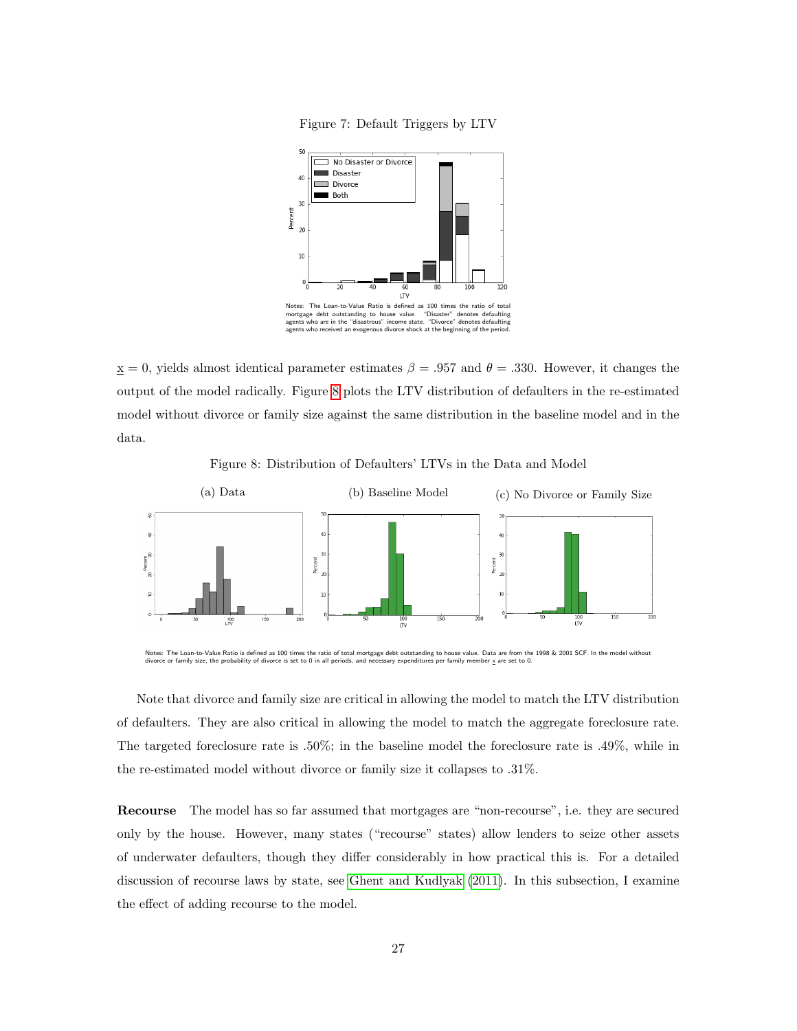Figure 7: Default Triggers by LTV

Notes: The Loan-to-Value Ratio is defined as 100 times the ratio of total mortgage debt outstanding to house value. "Disaster" denotes defaulting agents who are in the "disastrous" income state. "Divorce" denotes defaulting agents who received an exogenous divorce shock at the beginning of the period.

$\underline{x} = 0$, yields almost identical parameter estimates $\beta = .957$ and $\theta = .330$. However, it changes the output of the model radically. Figure 8 plots the LTV distribution of defaulters in the re-estimated model without divorce or family size against the same distribution in the baseline model and in the data.

Figure 8: Distribution of Defaulters' LTVs in the Data and Model

(a) Data (b) Baseline Model (c) No Divorce or Family Size

Notes: The Loan-to-Value Ratio is defined as 100 times the ratio of total mortgage debt outstanding to house value. Data are from the 1998 & 2001 SCF. In the model without divorce or family size, the probability of divorce is set to 0 in all periods, and necessary expenditures per family member $\underline{x}$ are set to 0.

Note that divorce and family size are critical in allowing the model to match the LTV distribution of defaulters. They are also critical in allowing the model to match the aggregate foreclosure rate. The targeted foreclosure rate is .50%; in the baseline model the foreclosure rate is .49%, while in the re-estimated model without divorce or family size it collapses to .31%.

**Recourse** The model has so far assumed that mortgages are "non-recourse", i.e. they are secured only by the house. However, many states ("recourse" states) allow lenders to seize other assets of underwater defaulters, though they differ considerably in how practical this is. For a detailed discussion of recourse laws by state, see Ghent and Kudlyak (2011). In this subsection, I examine the effect of adding recourse to the model.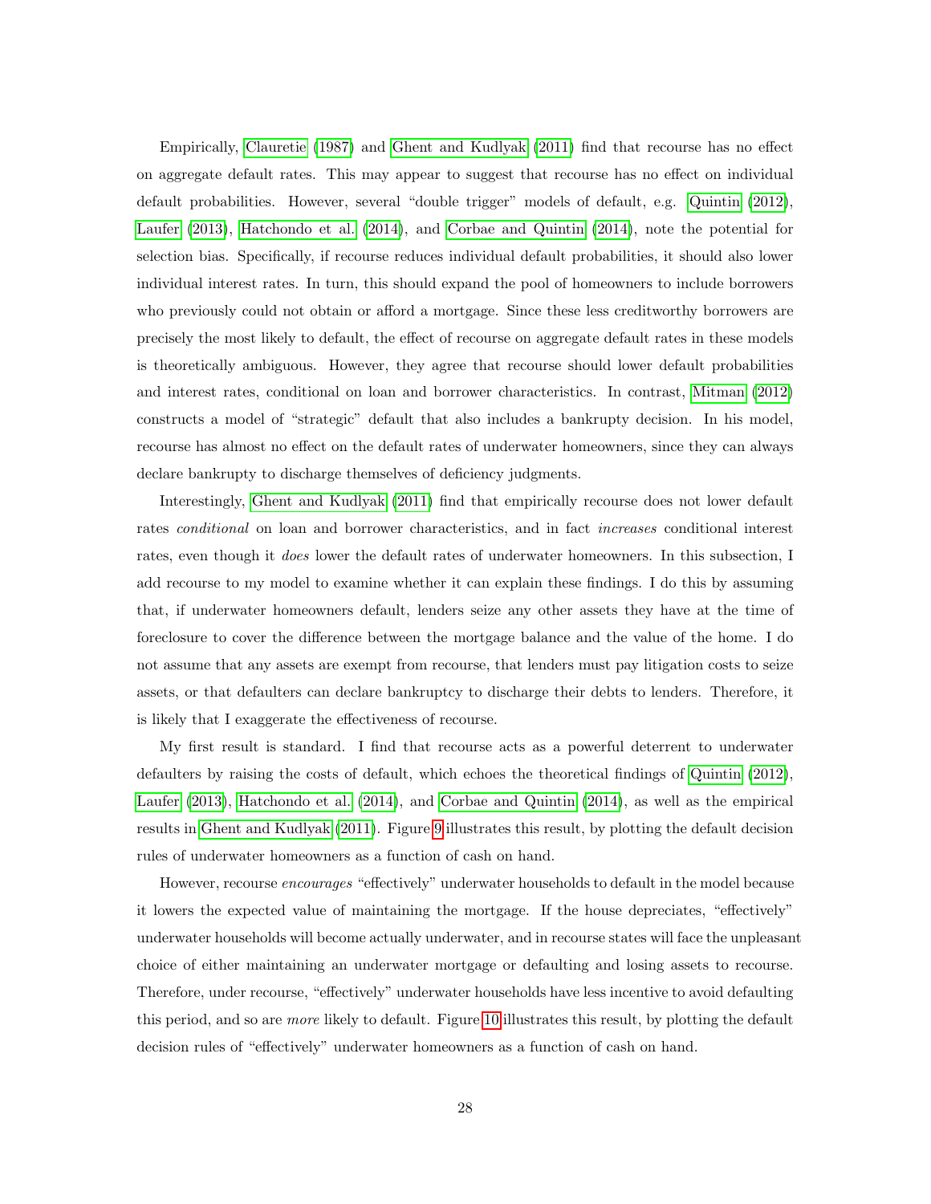Empirically, Clauretie (1987) and Ghent and Kudlyak (2011) find that recourse has no effect on aggregate default rates. This may appear to suggest that recourse has no effect on individual default probabilities. However, several "double trigger" models of default, e.g. Quintin (2012), Laufer (2013), Hatchondo et al. (2014), and Corbae and Quintin (2014), note the potential for selection bias. Specifically, if recourse reduces individual default probabilities, it should also lower individual interest rates. In turn, this should expand the pool of homeowners to include borrowers who previously could not obtain or afford a mortgage. Since these less creditworthy borrowers are precisely the most likely to default, the effect of recourse on aggregate default rates in these models is theoretically ambiguous. However, they agree that recourse should lower default probabilities and interest rates, conditional on loan and borrower characteristics. In contrast, Mitman (2012) constructs a model of "strategic" default that also includes a bankrupty decision. In his model, recourse has almost no effect on the default rates of underwater homeowners, since they can always declare bankrupty to discharge themselves of deficiency judgments.

Interestingly, Ghent and Kudlyak (2011) find that empirically recourse does not lower default rates *conditional* on loan and borrower characteristics, and in fact *increases* conditional interest rates, even though it *does* lower the default rates of underwater homeowners. In this subsection, I add recourse to my model to examine whether it can explain these findings. I do this by assuming that, if underwater homeowners default, lenders seize any other assets they have at the time of foreclosure to cover the difference between the mortgage balance and the value of the home. I do not assume that any assets are exempt from recourse, that lenders must pay litigation costs to seize assets, or that defaulters can declare bankruptcy to discharge their debts to lenders. Therefore, it is likely that I exaggerate the effectiveness of recourse.

My first result is standard. I find that recourse acts as a powerful deterrent to underwater defaulters by raising the costs of default, which echoes the theoretical findings of Quintin (2012), Laufer (2013), Hatchondo et al. (2014), and Corbae and Quintin (2014), as well as the empirical results in Ghent and Kudlyak (2011). Figure 9 illustrates this result, by plotting the default decision rules of underwater homeowners as a function of cash on hand.

However, recourse *encourages* "effectively" underwater households to default in the model because it lowers the expected value of maintaining the mortgage. If the house depreciates, "effectively" underwater households will become actually underwater, and in recourse states will face the unpleasant choice of either maintaining an underwater mortgage or defaulting and losing assets to recourse. Therefore, under recourse, "effectively" underwater households have less incentive to avoid defaulting this period, and so are *more* likely to default. Figure 10 illustrates this result, by plotting the default decision rules of "effectively" underwater homeowners as a function of cash on hand.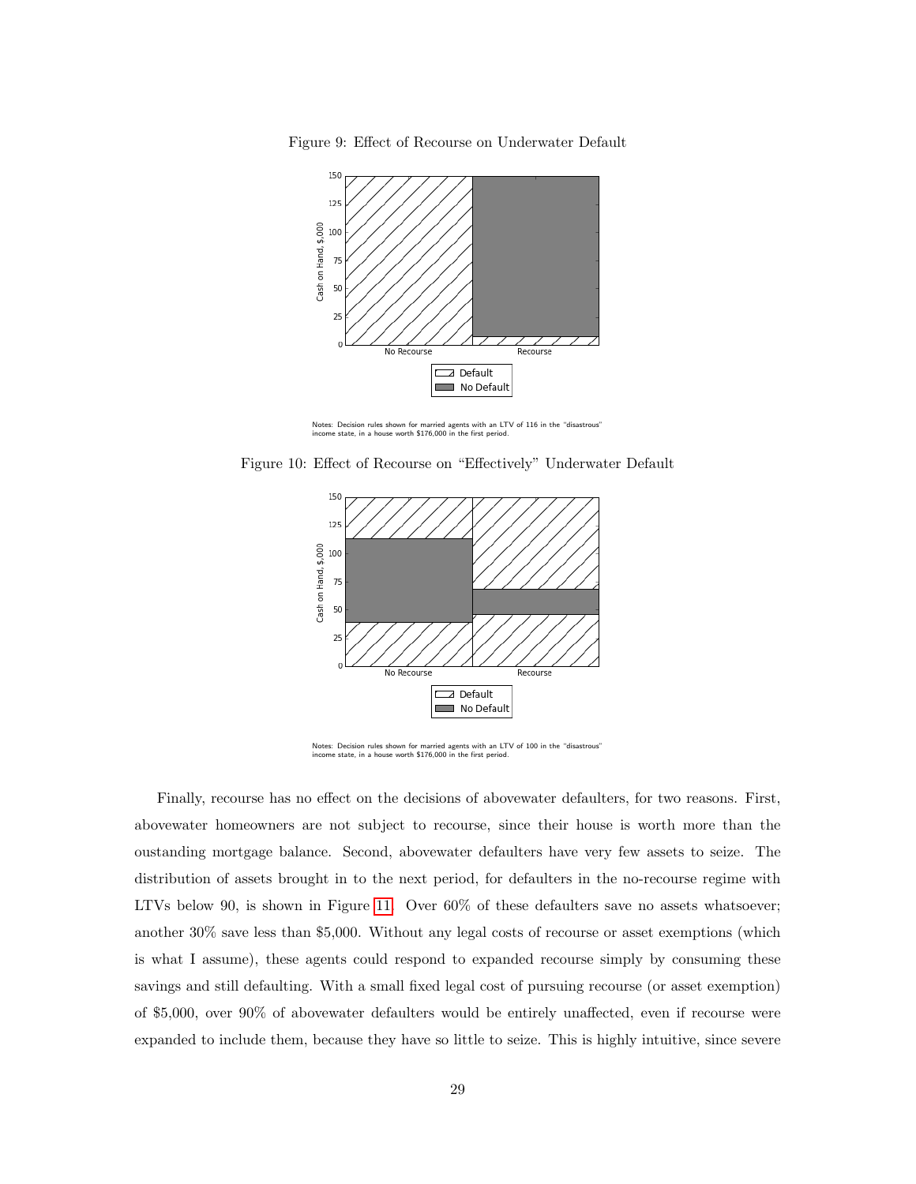Figure 9: Effect of Recourse on Underwater Default

Notes: Decision rules shown for married agents with an LTV of 116 in the "disastrous" income state, in a house worth $176,000 in the first period.

Figure 10: Effect of Recourse on "Effectively" Underwater Default

Notes: Decision rules shown for married agents with an LTV of 100 in the "disastrous" income state, in a house worth $176,000 in the first period.

Finally, recourse has no effect on the decisions of abovewater defaulters, for two reasons. First, abovewater homeowners are not subject to recourse, since their house is worth more than the oustanding mortgage balance. Second, abovewater defaulters have very few assets to seize. The distribution of assets brought in to the next period, for defaulters in the no-recourse regime with LTVs below 90, is shown in Figure 11. Over 60% of these defaulters save no assets whatsoever; another 30% save less than $5,000. Without any legal costs of recourse or asset exemptions (which is what I assume), these agents could respond to expanded recourse simply by consuming these savings and still defaulting. With a small fixed legal cost of pursuing recourse (or asset exemption) of $5,000, over 90% of abovewater defaulters would be entirely unaffected, even if recourse were expanded to include them, because they have so little to seize. This is highly intuitive, since severe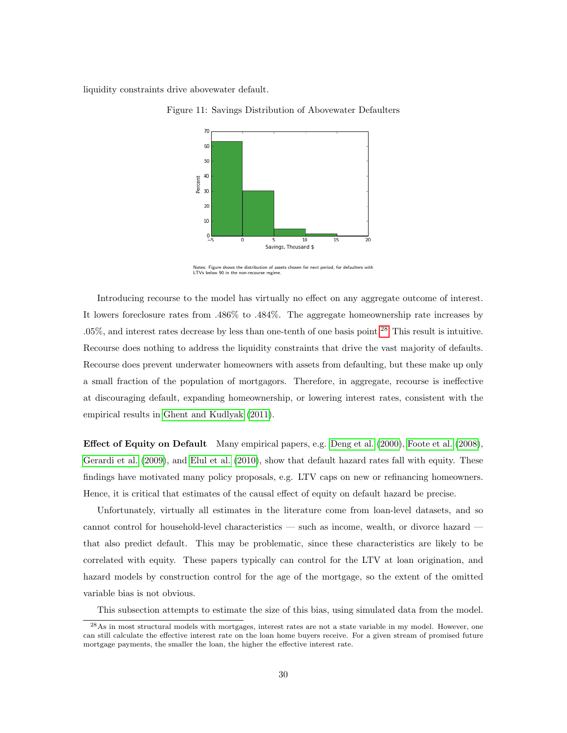liquidity constraints drive abovewater default.

Figure 11: Savings Distribution of Abovewater Defaulters

Notes: Figure shows the distribution of assets chosen for next period, for defaulters with LTVs below 90 in the non-recourse regime.

Introducing recourse to the model has virtually no effect on any aggregate outcome of interest. It lowers foreclosure rates from .486% to .484%. The aggregate homeownership rate increases by .05%, and interest rates decrease by less than one-tenth of one basis point.[28] This result is intuitive. Recourse does nothing to address the liquidity constraints that drive the vast majority of defaults. Recourse does prevent underwater homeowners with assets from defaulting, but these make up only a small fraction of the population of mortgagors. Therefore, in aggregate, recourse is ineffective at discouraging default, expanding homeownership, or lowering interest rates, consistent with the empirical results in Ghent and Kudlyak (2011).

**Effect of Equity on Default** Many empirical papers, e.g. Deng et al. (2000), Foote et al. (2008), Gerardi et al. (2009), and Elul et al. (2010), show that default hazard rates fall with equity. These findings have motivated many policy proposals, e.g. LTV caps on new or refinancing homeowners. Hence, it is critical that estimates of the causal effect of equity on default hazard be precise.

Unfortunately, virtually all estimates in the literature come from loan-level datasets, and so cannot control for household-level characteristics — such as income, wealth, or divorce hazard — that also predict default. This may be problematic, since these characteristics are likely to be correlated with equity. These papers typically can control for the LTV at loan origination, and hazard models by construction control for the age of the mortgage, so the extent of the omitted variable bias is not obvious.

This subsection attempts to estimate the size of this bias, using simulated data from the model.

[28] As in most structural models with mortgages, interest rates are not a state variable in my model. However, one can still calculate the effective interest rate on the loan home buyers receive. For a given stream of promised future mortgage payments, the smaller the loan, the higher the effective interest rate.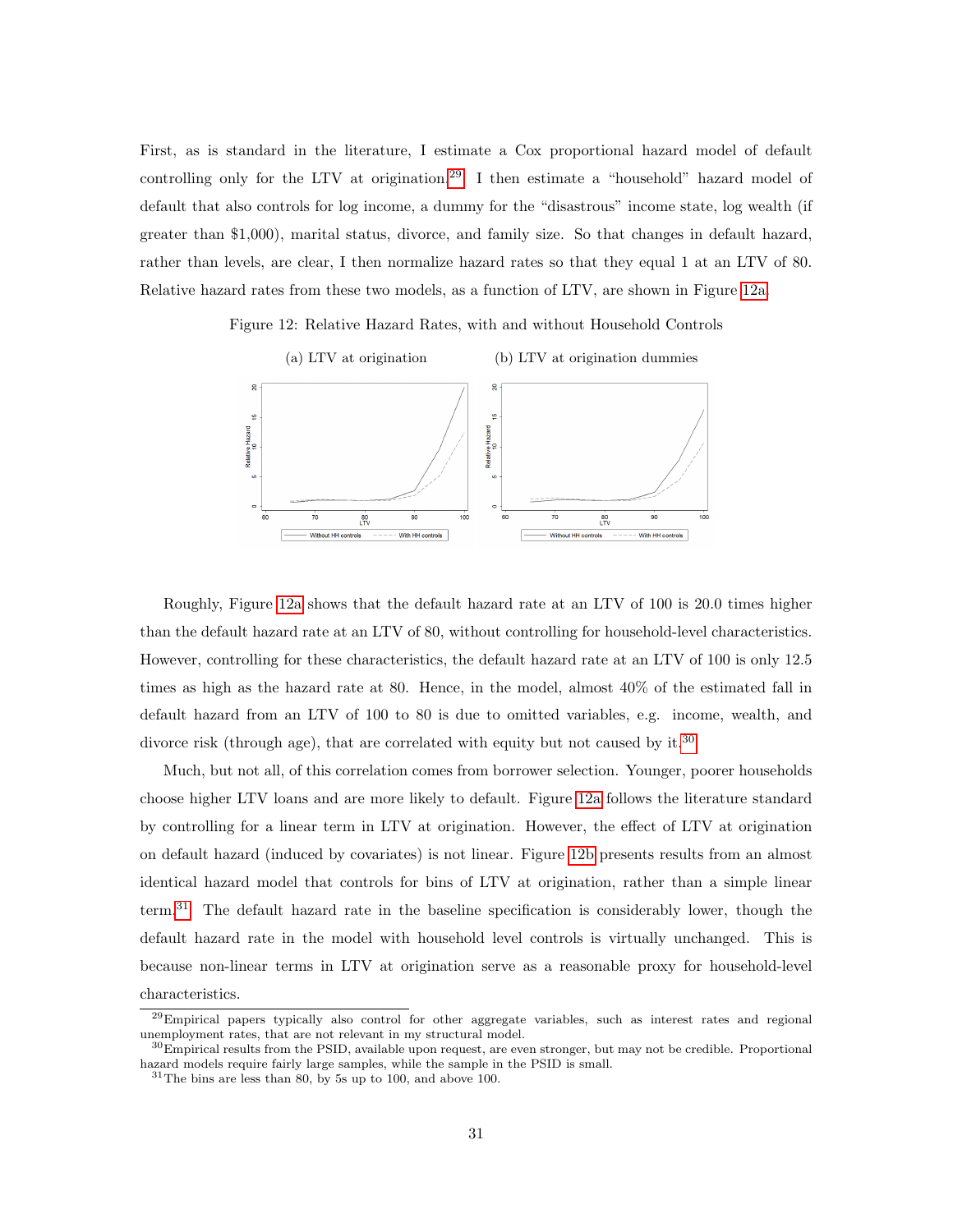First, as is standard in the literature, I estimate a Cox proportional hazard model of default controlling only for the LTV at origination.[29] I then estimate a "household" hazard model of default that also controls for log income, a dummy for the "disastrous" income state, log wealth (if greater than $1,000), marital status, divorce, and family size. So that changes in default hazard, rather than levels, are clear, I then normalize hazard rates so that they equal 1 at an LTV of 80. Relative hazard rates from these two models, as a function of LTV, are shown in Figure 12a.

Figure 12: Relative Hazard Rates, with and without Household Controls

(a) LTV at origination

(b) LTV at origination dummies

Roughly, Figure 12a shows that the default hazard rate at an LTV of 100 is 20.0 times higher than the default hazard rate at an LTV of 80, without controlling for household-level characteristics. However, controlling for these characteristics, the default hazard rate at an LTV of 100 is only 12.5 times as high as the hazard rate at 80. Hence, in the model, almost 40% of the estimated fall in default hazard from an LTV of 100 to 80 is due to omitted variables, e.g. income, wealth, and divorce risk (through age), that are correlated with equity but not caused by it.[30]

Much, but not all, of this correlation comes from borrower selection. Younger, poorer households choose higher LTV loans and are more likely to default. Figure 12a follows the literature standard by controlling for a linear term in LTV at origination. However, the effect of LTV at origination on default hazard (induced by covariates) is not linear. Figure 12b presents results from an almost identical hazard model that controls for bins of LTV at origination, rather than a simple linear term.[31] The default hazard rate in the baseline specification is considerably lower, though the default hazard rate in the model with household level controls is virtually unchanged. This is because non-linear terms in LTV at origination serve as a reasonable proxy for household-level characteristics.

[29] Empirical papers typically also control for other aggregate variables, such as interest rates and regional unemployment rates, that are not relevant in my structural model.

[30] Empirical results from the PSID, available upon request, are even stronger, but may not be credible. Proportional hazard models require fairly large samples, while the sample in the PSID is small.

[31] The bins are less than 80, by 5s up to 100, and above 100.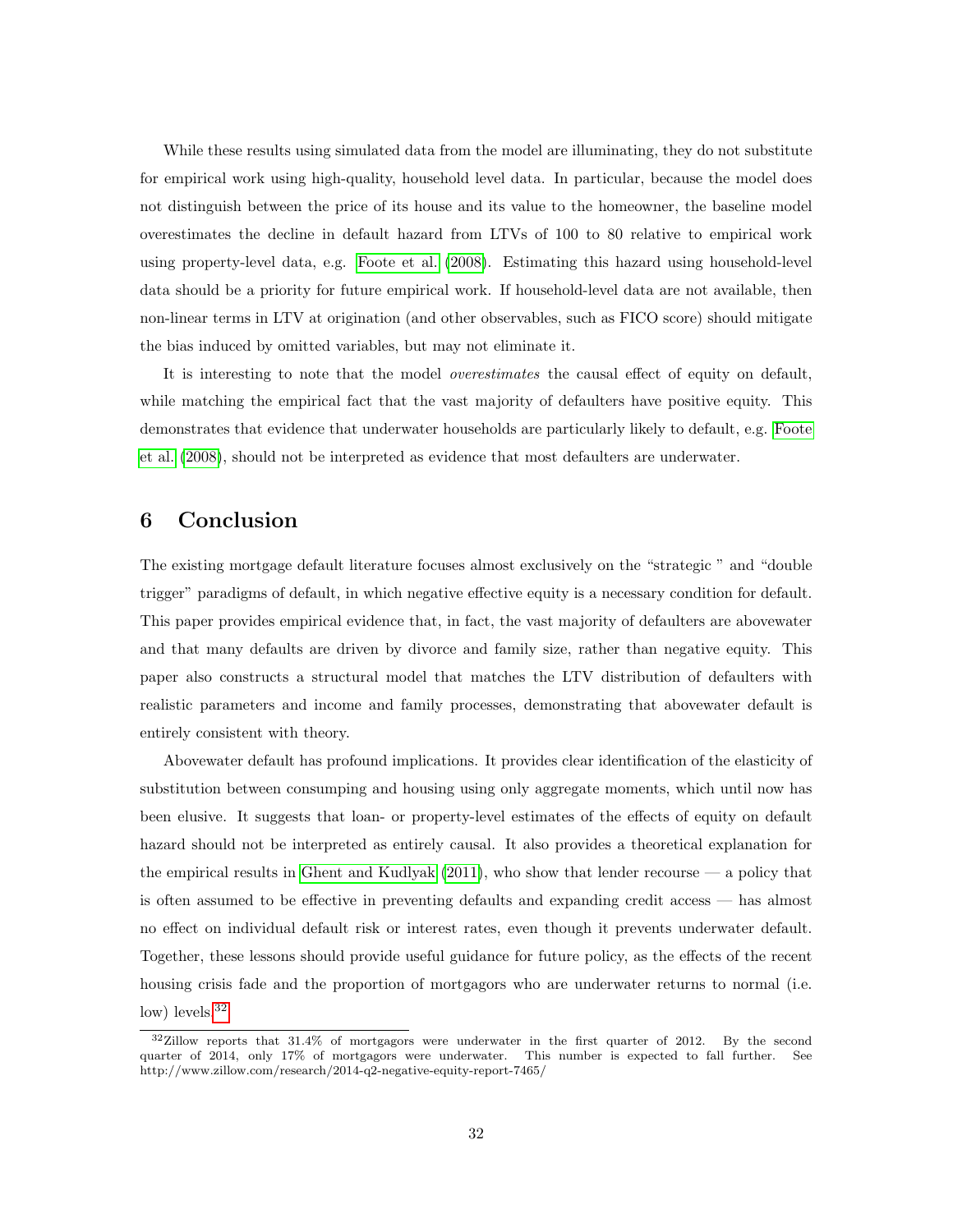While these results using simulated data from the model are illuminating, they do not substitute for empirical work using high-quality, household level data. In particular, because the model does not distinguish between the price of its house and its value to the homeowner, the baseline model overestimates the decline in default hazard from LTVs of 100 to 80 relative to empirical work using property-level data, e.g. Foote et al. (2008). Estimating this hazard using household-level data should be a priority for future empirical work. If household-level data are not available, then non-linear terms in LTV at origination (and other observables, such as FICO score) should mitigate the bias induced by omitted variables, but may not eliminate it.

It is interesting to note that the model *overestimates* the causal effect of equity on default, while matching the empirical fact that the vast majority of defaulters have positive equity. This demonstrates that evidence that underwater households are particularly likely to default, e.g. Foote et al. (2008), should not be interpreted as evidence that most defaulters are underwater.

# 6 Conclusion

The existing mortgage default literature focuses almost exclusively on the "strategic " and "double trigger" paradigms of default, in which negative effective equity is a necessary condition for default. This paper provides empirical evidence that, in fact, the vast majority of defaulters are abovewater and that many defaults are driven by divorce and family size, rather than negative equity. This paper also constructs a structural model that matches the LTV distribution of defaulters with realistic parameters and income and family processes, demonstrating that abovewater default is entirely consistent with theory.

Abovewater default has profound implications. It provides clear identification of the elasticity of substitution between consumping and housing using only aggregate moments, which until now has been elusive. It suggests that loan- or property-level estimates of the effects of equity on default hazard should not be interpreted as entirely causal. It also provides a theoretical explanation for the empirical results in Ghent and Kudlyak (2011), who show that lender recourse — a policy that is often assumed to be effective in preventing defaults and expanding credit access — has almost no effect on individual default risk or interest rates, even though it prevents underwater default. Together, these lessons should provide useful guidance for future policy, as the effects of the recent housing crisis fade and the proportion of mortgagors who are underwater returns to normal (i.e. low) levels.[32]

[32] Zillow reports that 31.4% of mortgagors were underwater in the first quarter of 2012. By the second quarter of 2014, only 17% of mortgagors were underwater. This number is expected to fall further. See http://www.zillow.com/research/2014-q2-negative-equity-report-7465/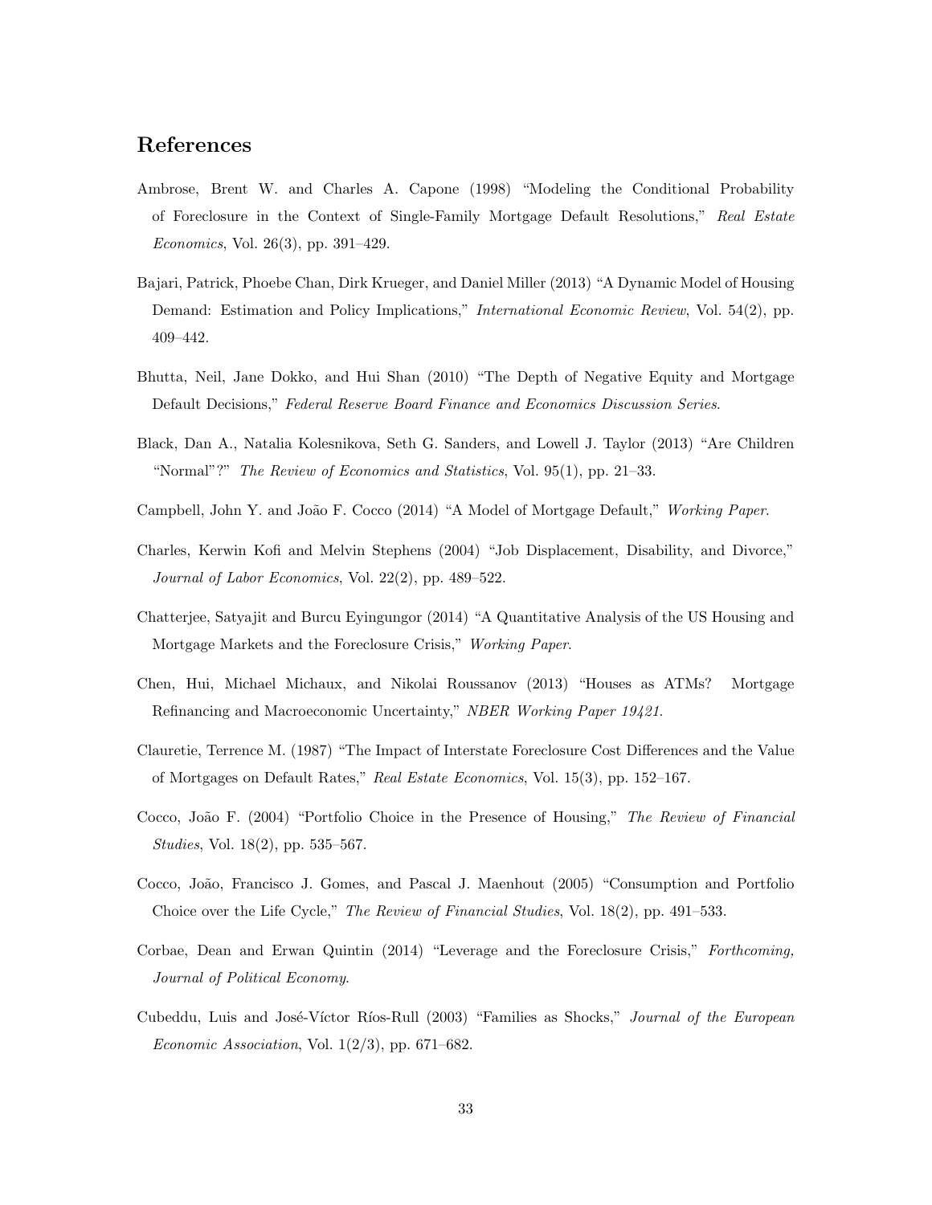## References

Ambrose, Brent W. and Charles A. Capone (1998) "Modeling the Conditional Probability of Foreclosure in the Context of Single-Family Mortgage Default Resolutions," *Real Estate Economics*, Vol. 26(3), pp. 391–429.

Bajari, Patrick, Phoebe Chan, Dirk Krueger, and Daniel Miller (2013) "A Dynamic Model of Housing Demand: Estimation and Policy Implications," *International Economic Review*, Vol. 54(2), pp. 409–442.

Bhutta, Neil, Jane Dokko, and Hui Shan (2010) "The Depth of Negative Equity and Mortgage Default Decisions," *Federal Reserve Board Finance and Economics Discussion Series*.

Black, Dan A., Natalia Kolesnikova, Seth G. Sanders, and Lowell J. Taylor (2013) "Are Children "Normal"?" *The Review of Economics and Statistics*, Vol. 95(1), pp. 21–33.

Campbell, John Y. and João F. Cocco (2014) "A Model of Mortgage Default," *Working Paper*.

Charles, Kerwin Kofi and Melvin Stephens (2004) "Job Displacement, Disability, and Divorce," *Journal of Labor Economics*, Vol. 22(2), pp. 489–522.

Chatterjee, Satyajit and Burcu Eyingungor (2014) "A Quantitative Analysis of the US Housing and Mortgage Markets and the Foreclosure Crisis," *Working Paper*.

Chen, Hui, Michael Michaux, and Nikolai Roussanov (2013) "Houses as ATMs? Mortgage Refinancing and Macroeconomic Uncertainty," *NBER Working Paper 19421*.

Clauretie, Terrence M. (1987) "The Impact of Interstate Foreclosure Cost Differences and the Value of Mortgages on Default Rates," *Real Estate Economics*, Vol. 15(3), pp. 152–167.

Cocco, João F. (2004) "Portfolio Choice in the Presence of Housing," *The Review of Financial Studies*, Vol. 18(2), pp. 535–567.

Cocco, João, Francisco J. Gomes, and Pascal J. Maenhout (2005) "Consumption and Portfolio Choice over the Life Cycle," *The Review of Financial Studies*, Vol. 18(2), pp. 491–533.

Corbae, Dean and Erwan Quintin (2014) "Leverage and the Foreclosure Crisis," *Forthcoming, Journal of Political Economy*.

Cubeddu, Luis and José-Víctor Ríos-Rull (2003) "Families as Shocks," *Journal of the European Economic Association*, Vol. 1(2/3), pp. 671–682.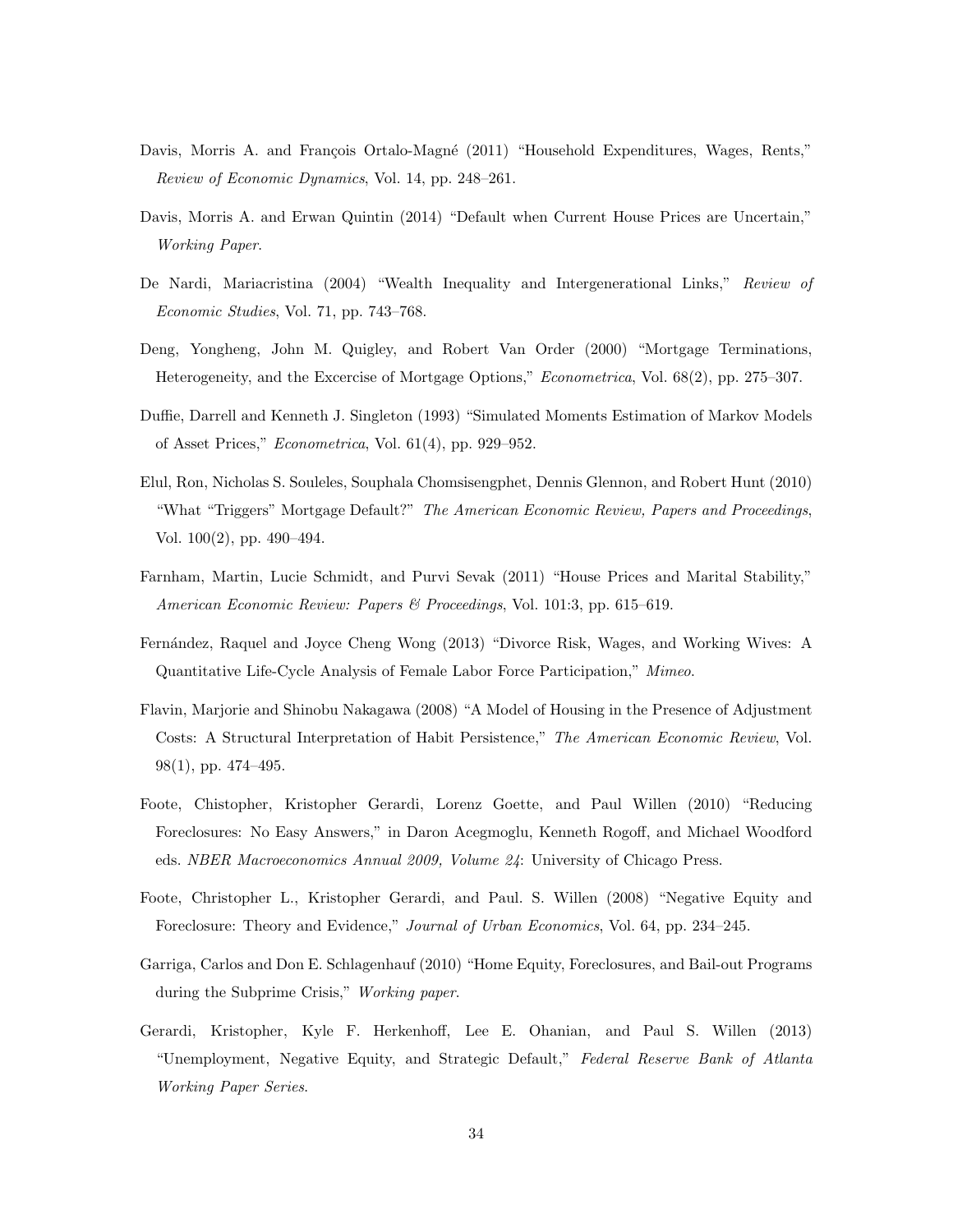Davis, Morris A. and François Ortalo-Magné (2011) "Household Expenditures, Wages, Rents," *Review of Economic Dynamics*, Vol. 14, pp. 248–261.

Davis, Morris A. and Erwan Quintin (2014) "Default when Current House Prices are Uncertain," *Working Paper*.

De Nardi, Mariacristina (2004) "Wealth Inequality and Intergenerational Links," *Review of Economic Studies*, Vol. 71, pp. 743–768.

Deng, Yongheng, John M. Quigley, and Robert Van Order (2000) "Mortgage Terminations, Heterogeneity, and the Excercise of Mortgage Options," *Econometrica*, Vol. 68(2), pp. 275–307.

Duffie, Darrell and Kenneth J. Singleton (1993) "Simulated Moments Estimation of Markov Models of Asset Prices," *Econometrica*, Vol. 61(4), pp. 929–952.

Elul, Ron, Nicholas S. Souleles, Souphala Chomsisengphet, Dennis Glennon, and Robert Hunt (2010) "What "Triggers" Mortgage Default?" *The American Economic Review, Papers and Proceedings*, Vol. 100(2), pp. 490–494.

Farnham, Martin, Lucie Schmidt, and Purvi Sevak (2011) "House Prices and Marital Stability," *American Economic Review: Papers & Proceedings*, Vol. 101:3, pp. 615–619.

Fernández, Raquel and Joyce Cheng Wong (2013) "Divorce Risk, Wages, and Working Wives: A Quantitative Life-Cycle Analysis of Female Labor Force Participation," *Mimeo*.

Flavin, Marjorie and Shinobu Nakagawa (2008) "A Model of Housing in the Presence of Adjustment Costs: A Structural Interpretation of Habit Persistence," *The American Economic Review*, Vol. 98(1), pp. 474–495.

Foote, Chistopher, Kristopher Gerardi, Lorenz Goette, and Paul Willen (2010) "Reducing Foreclosures: No Easy Answers," in Daron Acegmoglu, Kenneth Rogoff, and Michael Woodford eds. *NBER Macroeconomics Annual 2009, Volume 24*: University of Chicago Press.

Foote, Christopher L., Kristopher Gerardi, and Paul. S. Willen (2008) "Negative Equity and Foreclosure: Theory and Evidence," *Journal of Urban Economics*, Vol. 64, pp. 234–245.

Garriga, Carlos and Don E. Schlagenhauf (2010) "Home Equity, Foreclosures, and Bail-out Programs during the Subprime Crisis," *Working paper*.

Gerardi, Kristopher, Kyle F. Herkenhoff, Lee E. Ohanian, and Paul S. Willen (2013) "Unemployment, Negative Equity, and Strategic Default," *Federal Reserve Bank of Atlanta Working Paper Series*.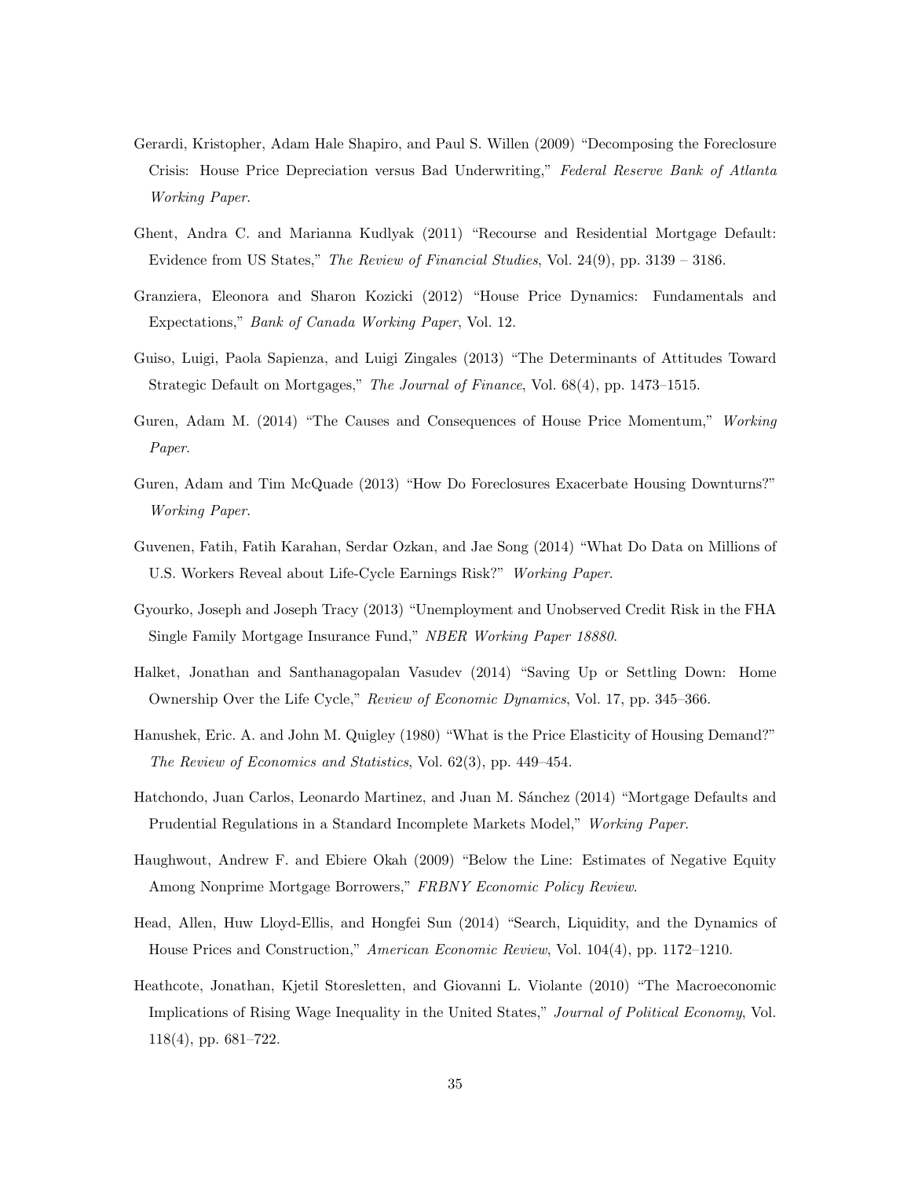Gerardi, Kristopher, Adam Hale Shapiro, and Paul S. Willen (2009) "Decomposing the Foreclosure Crisis: House Price Depreciation versus Bad Underwriting," *Federal Reserve Bank of Atlanta Working Paper*.

Ghent, Andra C. and Marianna Kudlyak (2011) "Recourse and Residential Mortgage Default: Evidence from US States," *The Review of Financial Studies*, Vol. 24(9), pp. 3139 – 3186.

Granziera, Eleonora and Sharon Kozicki (2012) "House Price Dynamics: Fundamentals and Expectations," *Bank of Canada Working Paper*, Vol. 12.

Guiso, Luigi, Paola Sapienza, and Luigi Zingales (2013) "The Determinants of Attitudes Toward Strategic Default on Mortgages," *The Journal of Finance*, Vol. 68(4), pp. 1473–1515.

Guren, Adam M. (2014) "The Causes and Consequences of House Price Momentum," *Working Paper*.

Guren, Adam and Tim McQuade (2013) "How Do Foreclosures Exacerbate Housing Downturns?" *Working Paper*.

Guvenen, Fatih, Fatih Karahan, Serdar Ozkan, and Jae Song (2014) "What Do Data on Millions of U.S. Workers Reveal about Life-Cycle Earnings Risk?" *Working Paper*.

Gyourko, Joseph and Joseph Tracy (2013) "Unemployment and Unobserved Credit Risk in the FHA Single Family Mortgage Insurance Fund," *NBER Working Paper 18880*.

Halket, Jonathan and Santhanagopalan Vasudev (2014) "Saving Up or Settling Down: Home Ownership Over the Life Cycle," *Review of Economic Dynamics*, Vol. 17, pp. 345–366.

Hanushek, Eric. A. and John M. Quigley (1980) "What is the Price Elasticity of Housing Demand?" *The Review of Economics and Statistics*, Vol. 62(3), pp. 449–454.

Hatchondo, Juan Carlos, Leonardo Martinez, and Juan M. Sánchez (2014) "Mortgage Defaults and Prudential Regulations in a Standard Incomplete Markets Model," *Working Paper*.

Haughwout, Andrew F. and Ebiere Okah (2009) "Below the Line: Estimates of Negative Equity Among Nonprime Mortgage Borrowers," *FRBNY Economic Policy Review*.

Head, Allen, Huw Lloyd-Ellis, and Hongfei Sun (2014) "Search, Liquidity, and the Dynamics of House Prices and Construction," *American Economic Review*, Vol. 104(4), pp. 1172–1210.

Heathcote, Jonathan, Kjetil Storesletten, and Giovanni L. Violante (2010) "The Macroeconomic Implications of Rising Wage Inequality in the United States," *Journal of Political Economy*, Vol. 118(4), pp. 681–722.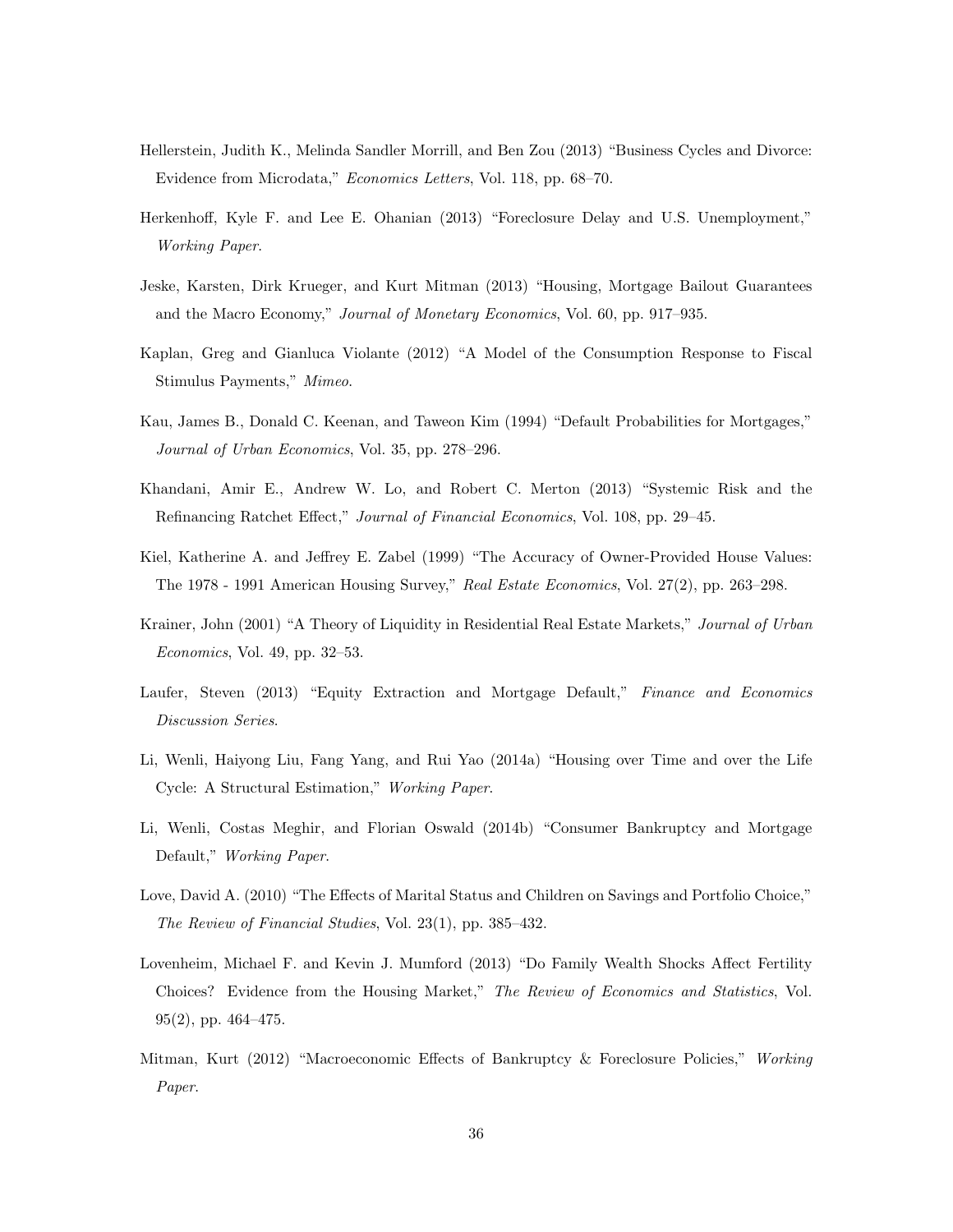Hellerstein, Judith K., Melinda Sandler Morrill, and Ben Zou (2013) "Business Cycles and Divorce: Evidence from Microdata," *Economics Letters*, Vol. 118, pp. 68–70.

Herkenhoff, Kyle F. and Lee E. Ohanian (2013) "Foreclosure Delay and U.S. Unemployment," *Working Paper*.

Jeske, Karsten, Dirk Krueger, and Kurt Mitman (2013) "Housing, Mortgage Bailout Guarantees and the Macro Economy," *Journal of Monetary Economics*, Vol. 60, pp. 917–935.

Kaplan, Greg and Gianluca Violante (2012) "A Model of the Consumption Response to Fiscal Stimulus Payments," *Mimeo*.

Kau, James B., Donald C. Keenan, and Taweon Kim (1994) "Default Probabilities for Mortgages," *Journal of Urban Economics*, Vol. 35, pp. 278–296.

Khandani, Amir E., Andrew W. Lo, and Robert C. Merton (2013) "Systemic Risk and the Refinancing Ratchet Effect," *Journal of Financial Economics*, Vol. 108, pp. 29–45.

Kiel, Katherine A. and Jeffrey E. Zabel (1999) "The Accuracy of Owner-Provided House Values: The 1978 - 1991 American Housing Survey," *Real Estate Economics*, Vol. 27(2), pp. 263–298.

Krainer, John (2001) "A Theory of Liquidity in Residential Real Estate Markets," *Journal of Urban Economics*, Vol. 49, pp. 32–53.

Laufer, Steven (2013) "Equity Extraction and Mortgage Default," *Finance and Economics Discussion Series*.

Li, Wenli, Haiyong Liu, Fang Yang, and Rui Yao (2014a) "Housing over Time and over the Life Cycle: A Structural Estimation," *Working Paper*.

Li, Wenli, Costas Meghir, and Florian Oswald (2014b) "Consumer Bankruptcy and Mortgage Default," *Working Paper*.

Love, David A. (2010) "The Effects of Marital Status and Children on Savings and Portfolio Choice," *The Review of Financial Studies*, Vol. 23(1), pp. 385–432.

Lovenheim, Michael F. and Kevin J. Mumford (2013) "Do Family Wealth Shocks Affect Fertility Choices? Evidence from the Housing Market," *The Review of Economics and Statistics*, Vol. 95(2), pp. 464–475.

Mitman, Kurt (2012) "Macroeconomic Effects of Bankruptcy & Foreclosure Policies," *Working Paper*.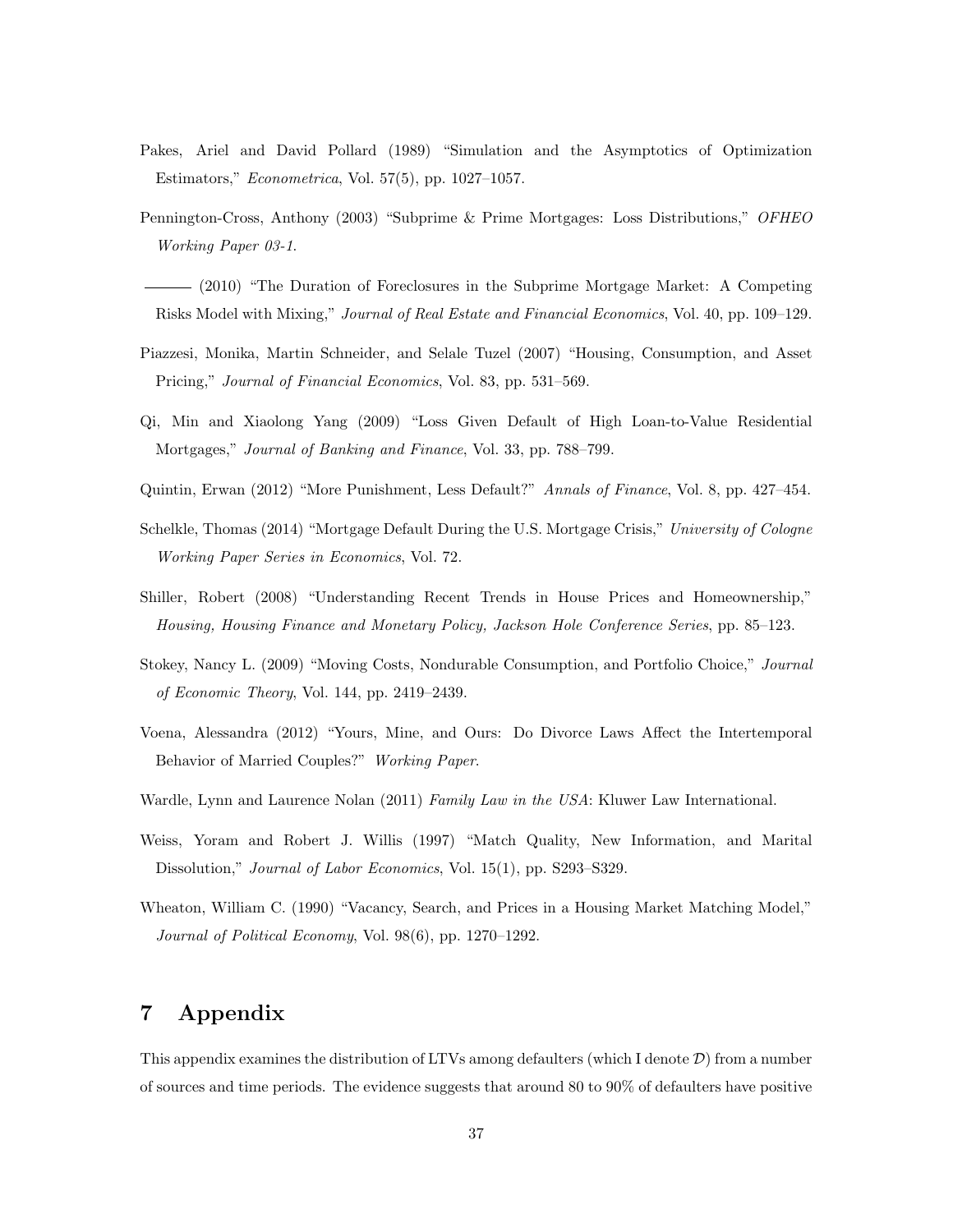Pakes, Ariel and David Pollard (1989) "Simulation and the Asymptotics of Optimization Estimators," *Econometrica*, Vol. 57(5), pp. 1027–1057.

Pennington-Cross, Anthony (2003) "Subprime & Prime Mortgages: Loss Distributions," *OFHEO Working Paper 03-1*.

——— (2010) "The Duration of Foreclosures in the Subprime Mortgage Market: A Competing Risks Model with Mixing," *Journal of Real Estate and Financial Economics*, Vol. 40, pp. 109–129.

Piazzesi, Monika, Martin Schneider, and Selale Tuzel (2007) "Housing, Consumption, and Asset Pricing," *Journal of Financial Economics*, Vol. 83, pp. 531–569.

Qi, Min and Xiaolong Yang (2009) "Loss Given Default of High Loan-to-Value Residential Mortgages," *Journal of Banking and Finance*, Vol. 33, pp. 788–799.

Quintin, Erwan (2012) "More Punishment, Less Default?" *Annals of Finance*, Vol. 8, pp. 427–454.

Schelkle, Thomas (2014) "Mortgage Default During the U.S. Mortgage Crisis," *University of Cologne Working Paper Series in Economics*, Vol. 72.

Shiller, Robert (2008) "Understanding Recent Trends in House Prices and Homeownership," *Housing, Housing Finance and Monetary Policy, Jackson Hole Conference Series*, pp. 85–123.

Stokey, Nancy L. (2009) "Moving Costs, Nondurable Consumption, and Portfolio Choice," *Journal of Economic Theory*, Vol. 144, pp. 2419–2439.

Voena, Alessandra (2012) "Yours, Mine, and Ours: Do Divorce Laws Affect the Intertemporal Behavior of Married Couples?" *Working Paper*.

Wardle, Lynn and Laurence Nolan (2011) *Family Law in the USA*: Kluwer Law International.

Weiss, Yoram and Robert J. Willis (1997) "Match Quality, New Information, and Marital Dissolution," *Journal of Labor Economics*, Vol. 15(1), pp. S293–S329.

Wheaton, William C. (1990) "Vacancy, Search, and Prices in a Housing Market Matching Model," *Journal of Political Economy*, Vol. 98(6), pp. 1270–1292.

# 7 Appendix

This appendix examines the distribution of LTVs among defaulters (which I denote $\mathcal{D}$) from a number of sources and time periods. The evidence suggests that around 80 to 90% of defaulters have positive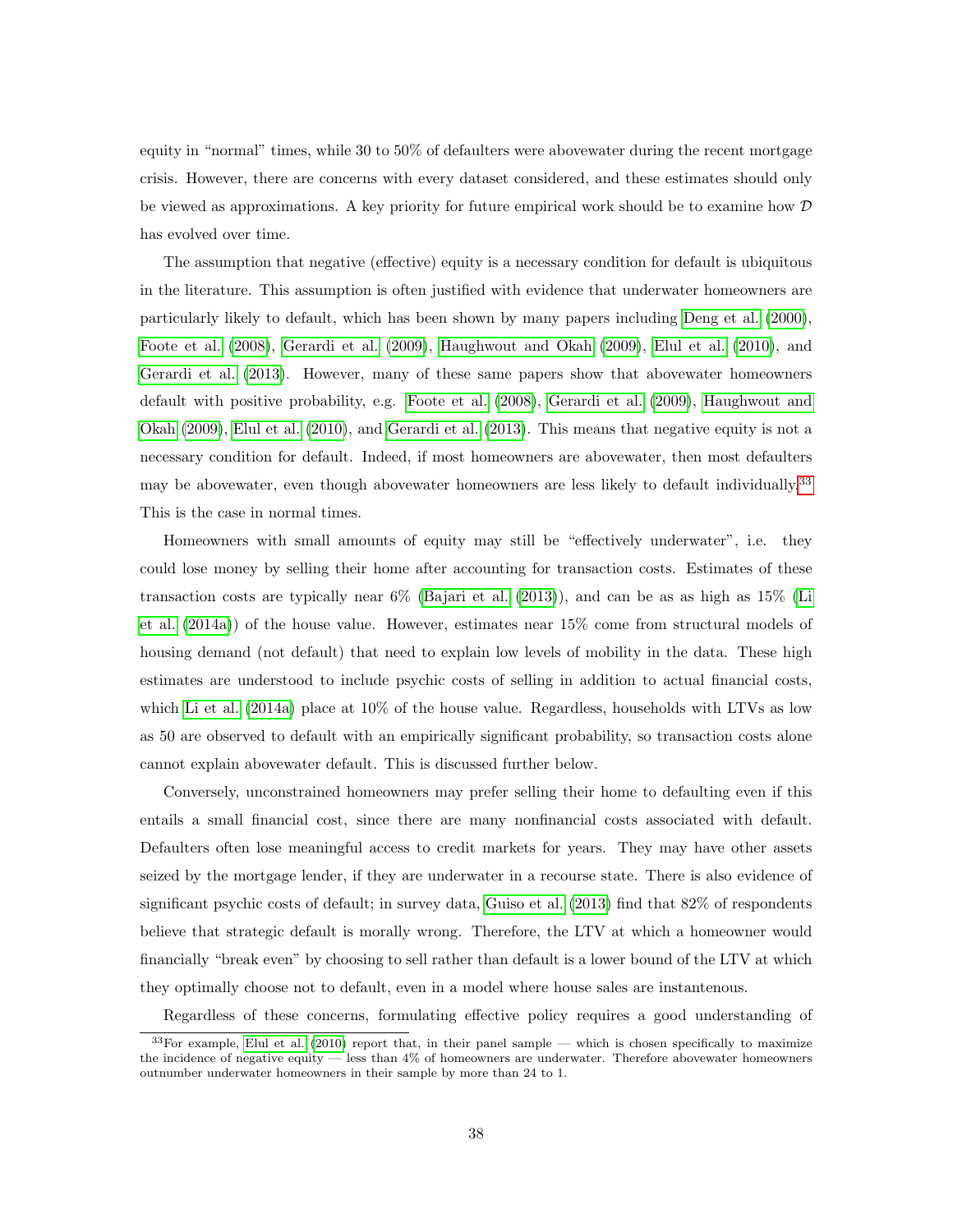equity in "normal" times, while 30 to 50% of defaulters were abovewater during the recent mortgage crisis. However, there are concerns with every dataset considered, and these estimates should only be viewed as approximations. A key priority for future empirical work should be to examine how $\mathcal{D}$ has evolved over time.

The assumption that negative (effective) equity is a necessary condition for default is ubiquitous in the literature. This assumption is often justified with evidence that underwater homeowners are particularly likely to default, which has been shown by many papers including Deng et al. (2000), Foote et al. (2008), Gerardi et al. (2009), Haughwout and Okah (2009), Elul et al. (2010), and Gerardi et al. (2013). However, many of these same papers show that abovewater homeowners default with positive probability, e.g. Foote et al. (2008), Gerardi et al. (2009), Haughwout and Okah (2009), Elul et al. (2010), and Gerardi et al. (2013). This means that negative equity is not a necessary condition for default. Indeed, if most homeowners are abovewater, then most defaulters may be abovewater, even though abovewater homeowners are less likely to default individually.[33] This is the case in normal times.

Homeowners with small amounts of equity may still be "effectively underwater", i.e. they could lose money by selling their home after accounting for transaction costs. Estimates of these transaction costs are typically near 6% (Bajari et al. (2013)), and can be as as high as 15% (Li et al. (2014a)) of the house value. However, estimates near 15% come from structural models of housing demand (not default) that need to explain low levels of mobility in the data. These high estimates are understood to include psychic costs of selling in addition to actual financial costs, which Li et al. (2014a) place at 10% of the house value. Regardless, households with LTVs as low as 50 are observed to default with an empirically significant probability, so transaction costs alone cannot explain abovewater default. This is discussed further below.

Conversely, unconstrained homeowners may prefer selling their home to defaulting even if this entails a small financial cost, since there are many nonfinancial costs associated with default. Defaulters often lose meaningful access to credit markets for years. They may have other assets seized by the mortgage lender, if they are underwater in a recourse state. There is also evidence of significant psychic costs of default; in survey data, Guiso et al. (2013) find that 82% of respondents believe that strategic default is morally wrong. Therefore, the LTV at which a homeowner would financially "break even" by choosing to sell rather than default is a lower bound of the LTV at which they optimally choose not to default, even in a model where house sales are instantenous.

Regardless of these concerns, formulating effective policy requires a good understanding of

[33] For example, Elul et al. (2010) report that, in their panel sample — which is chosen specifically to maximize the incidence of negative equity — less than 4% of homeowners are underwater. Therefore abovewater homeowners outnumber underwater homeowners in their sample by more than 24 to 1.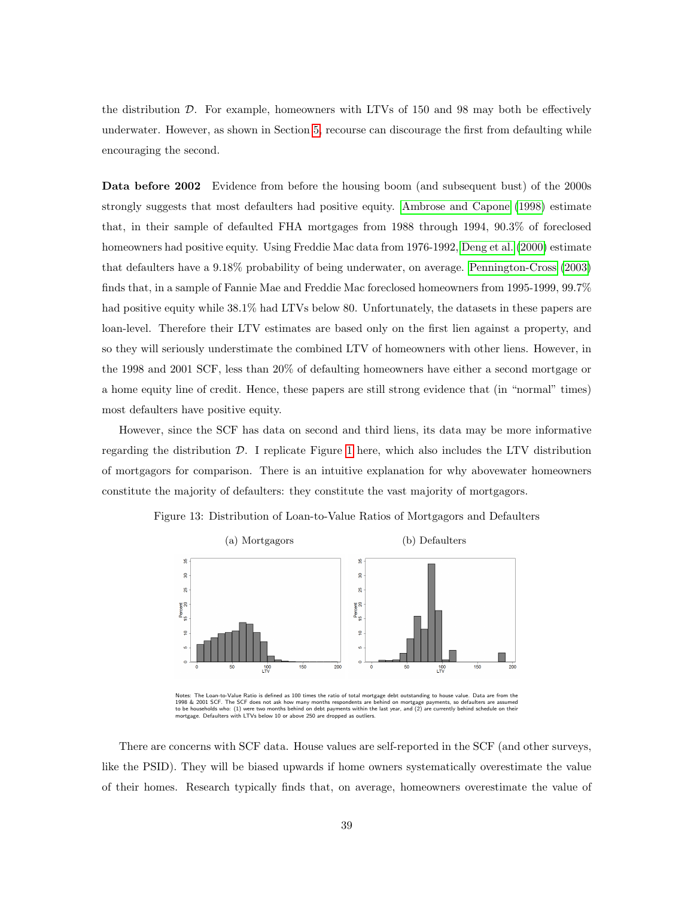the distribution $\mathcal{D}$. For example, homeowners with LTVs of 150 and 98 may both be effectively underwater. However, as shown in Section 5, recourse can discourage the first from defaulting while encouraging the second.

**Data before 2002** Evidence from before the housing boom (and subsequent bust) of the 2000s strongly suggests that most defaulters had positive equity. Ambrose and Capone (1998) estimate that, in their sample of defaulted FHA mortgages from 1988 through 1994, 90.3% of foreclosed homeowners had positive equity. Using Freddie Mac data from 1976-1992, Deng et al. (2000) estimate that defaulters have a 9.18% probability of being underwater, on average. Pennington-Cross (2003) finds that, in a sample of Fannie Mae and Freddie Mac foreclosed homeowners from 1995-1999, 99.7% had positive equity while 38.1% had LTVs below 80. Unfortunately, the datasets in these papers are loan-level. Therefore their LTV estimates are based only on the first lien against a property, and so they will seriously understimate the combined LTV of homeowners with other liens. However, in the 1998 and 2001 SCF, less than 20% of defaulting homeowners have either a second mortgage or a home equity line of credit. Hence, these papers are still strong evidence that (in "normal" times) most defaulters have positive equity.

However, since the SCF has data on second and third liens, its data may be more informative regarding the distribution $\mathcal{D}$. I replicate Figure 1 here, which also includes the LTV distribution of mortgagors for comparison. There is an intuitive explanation for why abovewater homeowners constitute the majority of defaulters: they constitute the vast majority of mortgagors.

Figure 13: Distribution of Loan-to-Value Ratios of Mortgagors and Defaulters

(a) Mortgagors (b) Defaulters

Notes: The Loan-to-Value Ratio is defined as 100 times the ratio of total mortgage debt outstanding to house value. Data are from the 1998 & 2001 SCF. The SCF does not ask how many months respondents are behind on mortgage payments, so defaulters are assumed to be households who: (1) were two months behind on debt payments within the last year, and (2) are currently behind schedule on their mortgage. Defaulters with LTVs below 10 or above 250 are dropped as outliers.

There are concerns with SCF data. House values are self-reported in the SCF (and other surveys, like the PSID). They will be biased upwards if home owners systematically overestimate the value of their homes. Research typically finds that, on average, homeowners overestimate the value of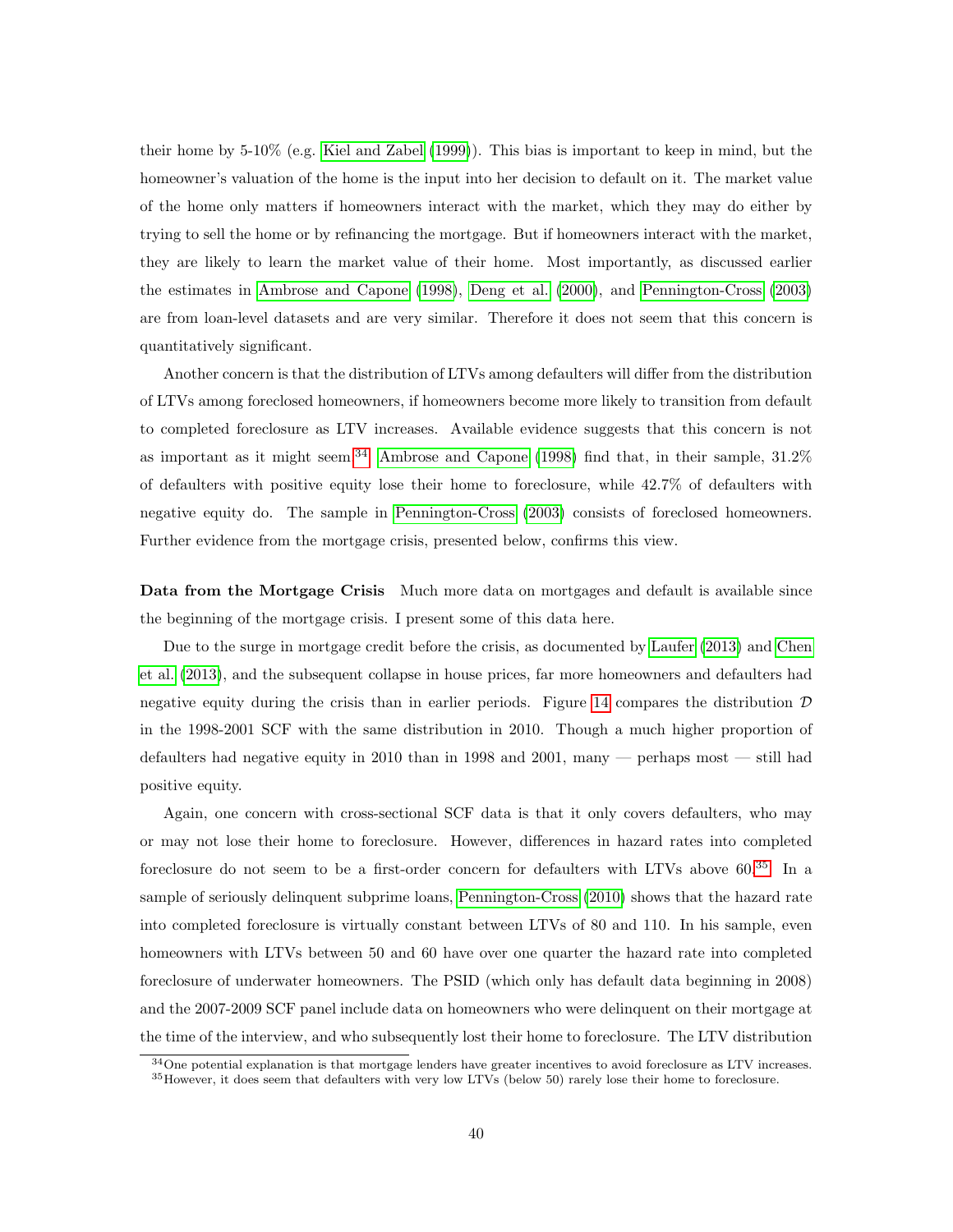their home by 5-10% (e.g. Kiel and Zabel (1999)). This bias is important to keep in mind, but the homeowner's valuation of the home is the input into her decision to default on it. The market value of the home only matters if homeowners interact with the market, which they may do either by trying to sell the home or by refinancing the mortgage. But if homeowners interact with the market, they are likely to learn the market value of their home. Most importantly, as discussed earlier the estimates in Ambrose and Capone (1998), Deng et al. (2000), and Pennington-Cross (2003) are from loan-level datasets and are very similar. Therefore it does not seem that this concern is quantitatively significant.

Another concern is that the distribution of LTVs among defaulters will differ from the distribution of LTVs among foreclosed homeowners, if homeowners become more likely to transition from default to completed foreclosure as LTV increases. Available evidence suggests that this concern is not as important as it might seem.[34] Ambrose and Capone (1998) find that, in their sample, 31.2% of defaulters with positive equity lose their home to foreclosure, while 42.7% of defaulters with negative equity do. The sample in Pennington-Cross (2003) consists of foreclosed homeowners. Further evidence from the mortgage crisis, presented below, confirms this view.

**Data from the Mortgage Crisis** Much more data on mortgages and default is available since the beginning of the mortgage crisis. I present some of this data here.

Due to the surge in mortgage credit before the crisis, as documented by Laufer (2013) and Chen et al. (2013), and the subsequent collapse in house prices, far more homeowners and defaulters had negative equity during the crisis than in earlier periods. Figure 14 compares the distribution $\mathcal{D}$ in the 1998-2001 SCF with the same distribution in 2010. Though a much higher proportion of defaulters had negative equity in 2010 than in 1998 and 2001, many — perhaps most — still had positive equity.

Again, one concern with cross-sectional SCF data is that it only covers defaulters, who may or may not lose their home to foreclosure. However, differences in hazard rates into completed foreclosure do not seem to be a first-order concern for defaulters with LTVs above 60.[35] In a sample of seriously delinquent subprime loans, Pennington-Cross (2010) shows that the hazard rate into completed foreclosure is virtually constant between LTVs of 80 and 110. In his sample, even homeowners with LTVs between 50 and 60 have over one quarter the hazard rate into completed foreclosure of underwater homeowners. The PSID (which only has default data beginning in 2008) and the 2007-2009 SCF panel include data on homeowners who were delinquent on their mortgage at the time of the interview, and who subsequently lost their home to foreclosure. The LTV distribution

[34] One potential explanation is that mortgage lenders have greater incentives to avoid foreclosure as LTV increases.

[35] However, it does seem that defaulters with very low LTVs (below 50) rarely lose their home to foreclosure.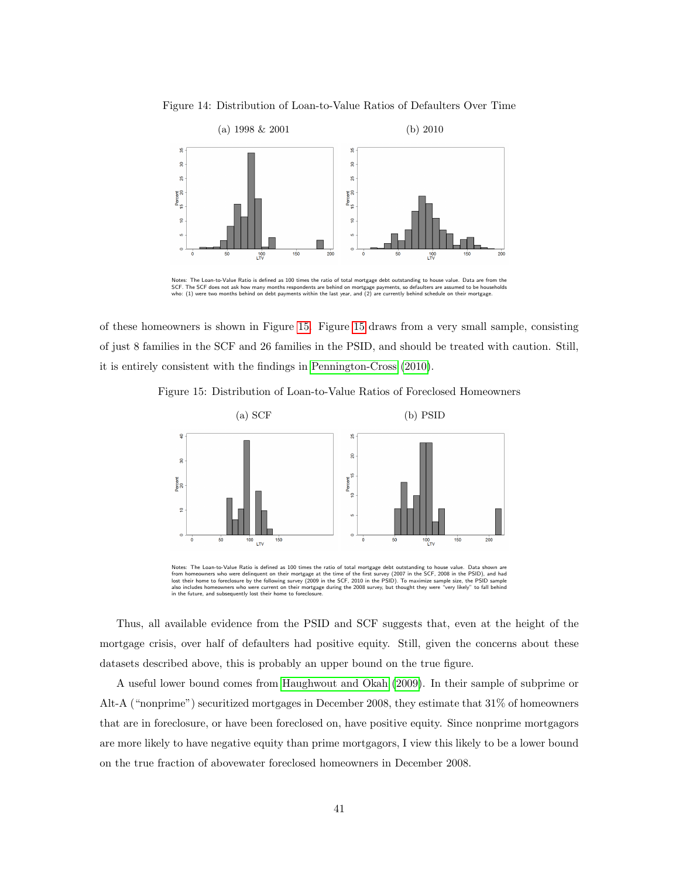Figure 14: Distribution of Loan-to-Value Ratios of Defaulters Over Time

(a) 1998 & 2001 (b) 2010

Notes: The Loan-to-Value Ratio is defined as 100 times the ratio of total mortgage debt outstanding to house value. Data are from the SCF. The SCF does not ask how many months respondents are behind on mortgage payments, so defaulters are assumed to be households who: (1) were two months behind on debt payments within the last year, and (2) are currently behind schedule on their mortgage.

of these homeowners is shown in Figure 15. Figure 15 draws from a very small sample, consisting of just 8 families in the SCF and 26 families in the PSID, and should be treated with caution. Still, it is entirely consistent with the findings in Pennington-Cross (2010).

Figure 15: Distribution of Loan-to-Value Ratios of Foreclosed Homeowners

(a) SCF (b) PSID

Notes: The Loan-to-Value Ratio is defined as 100 times the ratio of total mortgage debt outstanding to house value. Data shown are from homeowners who were delinquent on their mortgage at the time of the first survey (2007 in the SCF, 2008 in the PSID), and had lost their home to foreclosure by the following survey (2009 in the SCF, 2010 in the PSID). To maximize sample size, the PSID sample also includes homeowners who were current on their mortgage during the 2008 survey, but thought they were "very likely" to fall behind in the future, and subsequently lost their home to foreclosure.

Thus, all available evidence from the PSID and SCF suggests that, even at the height of the mortgage crisis, over half of defaulters had positive equity. Still, given the concerns about these datasets described above, this is probably an upper bound on the true figure.

A useful lower bound comes from Haughwout and Okah (2009). In their sample of subprime or Alt-A ("nonprime") securitized mortgages in December 2008, they estimate that 31% of homeowners that are in foreclosure, or have been foreclosed on, have positive equity. Since nonprime mortgagors are more likely to have negative equity than prime mortgagors, I view this likely to be a lower bound on the true fraction of abovewater foreclosed homeowners in December 2008.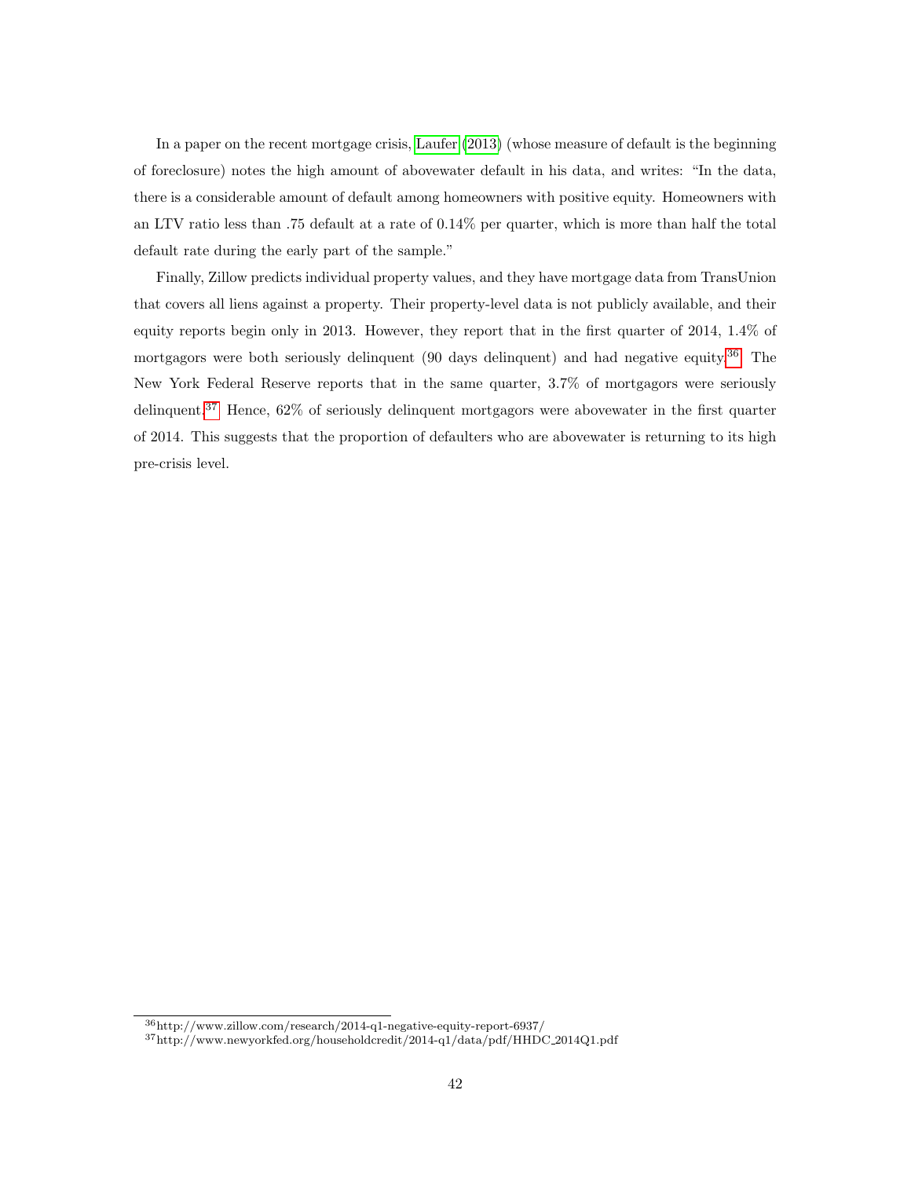In a paper on the recent mortgage crisis, Laufer (2013) (whose measure of default is the beginning of foreclosure) notes the high amount of abovewater default in his data, and writes: "In the data, there is a considerable amount of default among homeowners with positive equity. Homeowners with an LTV ratio less than .75 default at a rate of 0.14% per quarter, which is more than half the total default rate during the early part of the sample."

Finally, Zillow predicts individual property values, and they have mortgage data from TransUnion that covers all liens against a property. Their property-level data is not publicly available, and their equity reports begin only in 2013. However, they report that in the first quarter of 2014, 1.4% of mortgagors were both seriously delinquent (90 days delinquent) and had negative equity.[36] The New York Federal Reserve reports that in the same quarter, 3.7% of mortgagors were seriously delinquent.[37] Hence, 62% of seriously delinquent mortgagors were abovewater in the first quarter of 2014. This suggests that the proportion of defaulters who are abovewater is returning to its high pre-crisis level.

[36] http://www.zillow.com/research/2014-q1-negative-equity-report-6937/

[37] http://www.newyorkfed.org/householdcredit/2014-q1/data/pdf/HHDC_2014Q1.pdf